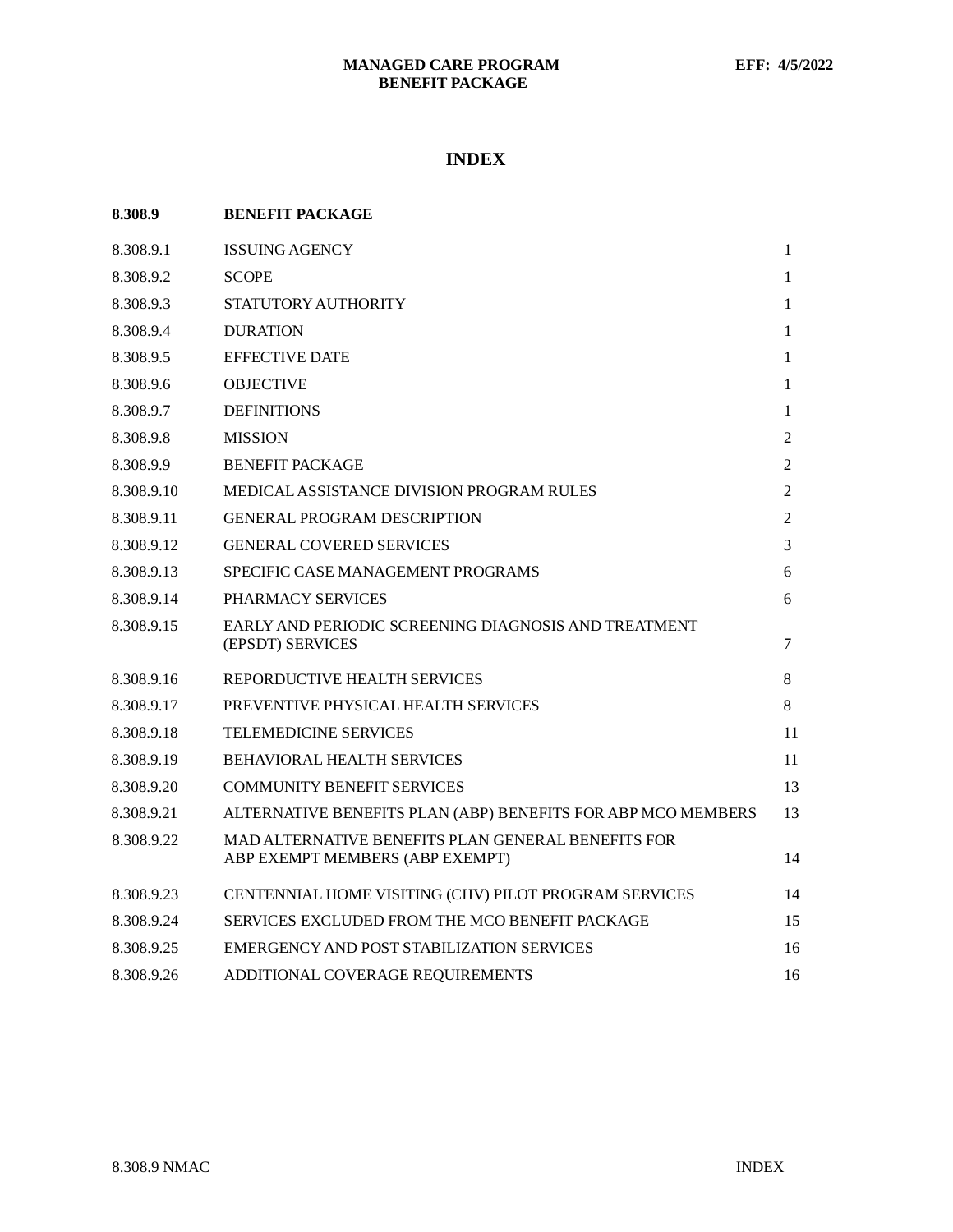# INDEX

| 8.308.9 | BENEFIT PACKAGE | |
|---|---|---|
| 8.308.9.1 | ISSUING AGENCY | 1 |
| 8.308.9.2 | SCOPE | 1 |
| 8.308.9.3 | STATUTORY AUTHORITY | 1 |
| 8.308.9.4 | DURATION | 1 |
| 8.308.9.5 | EFFECTIVE DATE | 1 |
| 8.308.9.6 | OBJECTIVE | 1 |
| 8.308.9.7 | DEFINITIONS | 1 |
| 8.308.9.8 | MISSION | 2 |
| 8.308.9.9 | BENEFIT PACKAGE | 2 |
| 8.308.9.10 | MEDICAL ASSISTANCE DIVISION PROGRAM RULES | 2 |
| 8.308.9.11 | GENERAL PROGRAM DESCRIPTION | 2 |
| 8.308.9.12 | GENERAL COVERED SERVICES | 3 |
| 8.308.9.13 | SPECIFIC CASE MANAGEMENT PROGRAMS | 6 |
| 8.308.9.14 | PHARMACY SERVICES | 6 |
| 8.308.9.15 | EARLY AND PERIODIC SCREENING DIAGNOSIS AND TREATMENT (EPSDT) SERVICES | 7 |
| 8.308.9.16 | REPORDUCTIVE HEALTH SERVICES | 8 |
| 8.308.9.17 | PREVENTIVE PHYSICAL HEALTH SERVICES | 8 |
| 8.308.9.18 | TELEMEDICINE SERVICES | 11 |
| 8.308.9.19 | BEHAVIORAL HEALTH SERVICES | 11 |
| 8.308.9.20 | COMMUNITY BENEFIT SERVICES | 13 |
| 8.308.9.21 | ALTERNATIVE BENEFITS PLAN (ABP) BENEFITS FOR ABP MCO MEMBERS | 13 |
| 8.308.9.22 | MAD ALTERNATIVE BENEFITS PLAN GENERAL BENEFITS FOR ABP EXEMPT MEMBERS (ABP EXEMPT) | 14 |
| 8.308.9.23 | CENTENNIAL HOME VISITING (CHV) PILOT PROGRAM SERVICES | 14 |
| 8.308.9.24 | SERVICES EXCLUDED FROM THE MCO BENEFIT PACKAGE | 15 |
| 8.308.9.25 | EMERGENCY AND POST STABILIZATION SERVICES | 16 |
| 8.308.9.26 | ADDITIONAL COVERAGE REQUIREMENTS | 16 |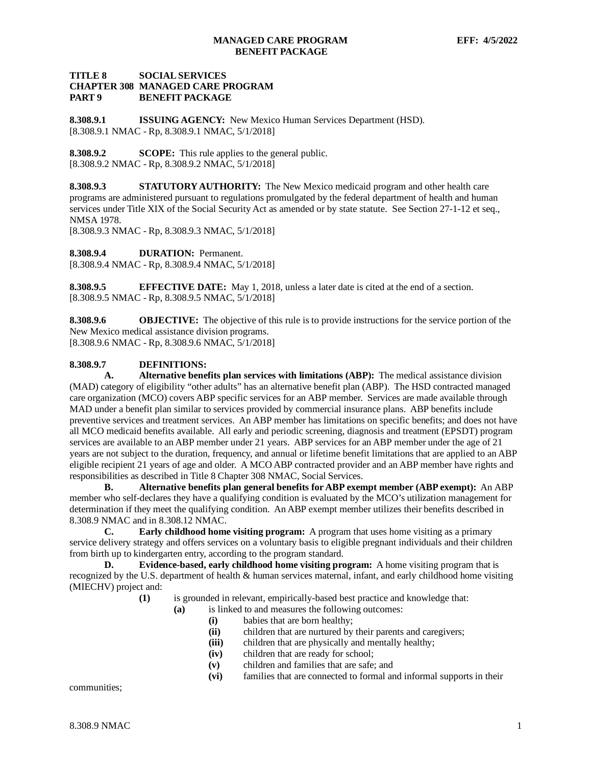**TITLE 8 SOCIAL SERVICES**
**CHAPTER 308 MANAGED CARE PROGRAM**
**PART 9 BENEFIT PACKAGE**

**8.308.9.1 ISSUING AGENCY:** New Mexico Human Services Department (HSD).
[8.308.9.1 NMAC - Rp, 8.308.9.1 NMAC, 5/1/2018]

**8.308.9.2 SCOPE:** This rule applies to the general public.
[8.308.9.2 NMAC - Rp, 8.308.9.2 NMAC, 5/1/2018]

**8.308.9.3 STATUTORY AUTHORITY:** The New Mexico medicaid program and other health care programs are administered pursuant to regulations promulgated by the federal department of health and human services under Title XIX of the Social Security Act as amended or by state statute. See Section 27-1-12 et seq., NMSA 1978.
[8.308.9.3 NMAC - Rp, 8.308.9.3 NMAC, 5/1/2018]

**8.308.9.4 DURATION:** Permanent.
[8.308.9.4 NMAC - Rp, 8.308.9.4 NMAC, 5/1/2018]

**8.308.9.5 EFFECTIVE DATE:** May 1, 2018, unless a later date is cited at the end of a section.
[8.308.9.5 NMAC - Rp, 8.308.9.5 NMAC, 5/1/2018]

**8.308.9.6 OBJECTIVE:** The objective of this rule is to provide instructions for the service portion of the New Mexico medical assistance division programs.
[8.308.9.6 NMAC - Rp, 8.308.9.6 NMAC, 5/1/2018]

**8.308.9.7 DEFINITIONS:**

**A. Alternative benefits plan services with limitations (ABP):** The medical assistance division (MAD) category of eligibility "other adults" has an alternative benefit plan (ABP). The HSD contracted managed care organization (MCO) covers ABP specific services for an ABP member. Services are made available through MAD under a benefit plan similar to services provided by commercial insurance plans. ABP benefits include preventive services and treatment services. An ABP member has limitations on specific benefits; and does not have all MCO medicaid benefits available. All early and periodic screening, diagnosis and treatment (EPSDT) program services are available to an ABP member under 21 years. ABP services for an ABP member under the age of 21 years are not subject to the duration, frequency, and annual or lifetime benefit limitations that are applied to an ABP eligible recipient 21 years of age and older. A MCO ABP contracted provider and an ABP member have rights and responsibilities as described in Title 8 Chapter 308 NMAC, Social Services.

**B. Alternative benefits plan general benefits for ABP exempt member (ABP exempt):** An ABP member who self-declares they have a qualifying condition is evaluated by the MCO's utilization management for determination if they meet the qualifying condition. An ABP exempt member utilizes their benefits described in 8.308.9 NMAC and in 8.308.12 NMAC.

**C. Early childhood home visiting program:** A program that uses home visiting as a primary service delivery strategy and offers services on a voluntary basis to eligible pregnant individuals and their children from birth up to kindergarten entry, according to the program standard.

**D. Evidence-based, early childhood home visiting program:** A home visiting program that is recognized by the U.S. department of health & human services maternal, infant, and early childhood home visiting (MIECHV) project and:

**(1)** is grounded in relevant, empirically-based best practice and knowledge that:

**(a)** is linked to and measures the following outcomes:

**(i)** babies that are born healthy;
**(ii)** children that are nurtured by their parents and caregivers;
**(iii)** children that are physically and mentally healthy;
**(iv)** children that are ready for school;
**(v)** children and families that are safe; and
**(vi)** families that are connected to formal and informal supports in their communities;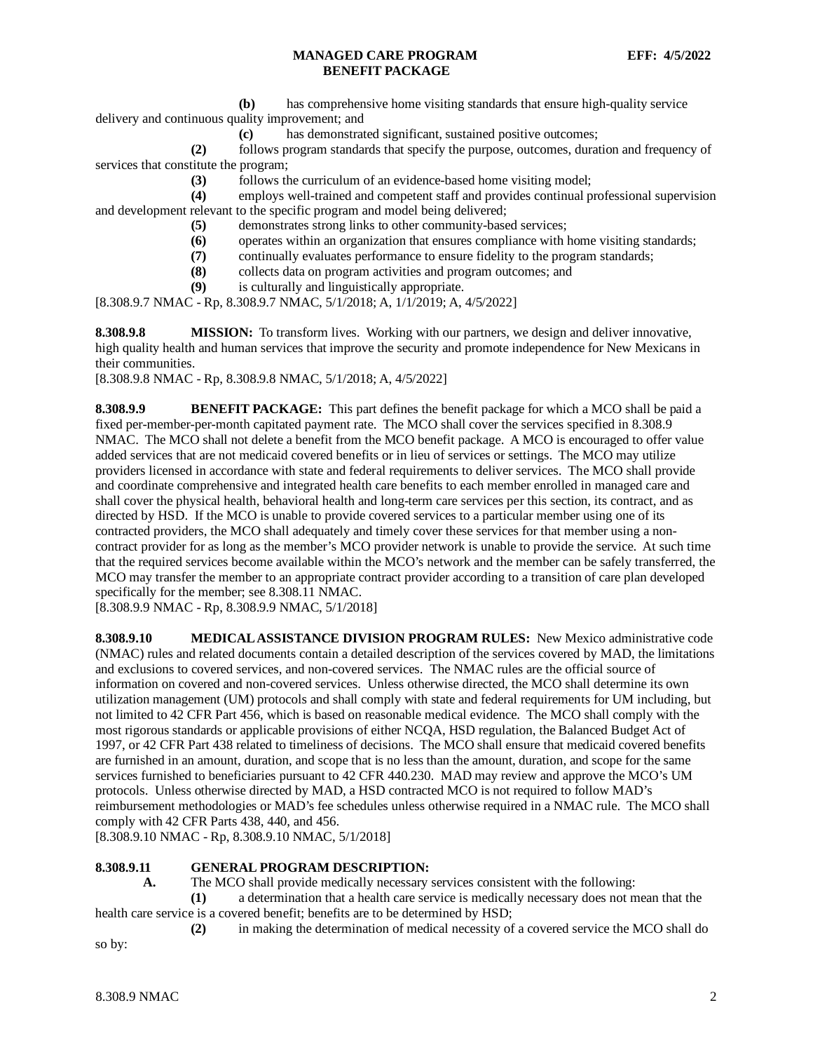**(b)** has comprehensive home visiting standards that ensure high-quality service delivery and continuous quality improvement; and

**(c)** has demonstrated significant, sustained positive outcomes;

**(2)** follows program standards that specify the purpose, outcomes, duration and frequency of services that constitute the program;

**(3)** follows the curriculum of an evidence-based home visiting model;

**(4)** employs well-trained and competent staff and provides continual professional supervision and development relevant to the specific program and model being delivered;

**(5)** demonstrates strong links to other community-based services;

**(6)** operates within an organization that ensures compliance with home visiting standards;

**(7)** continually evaluates performance to ensure fidelity to the program standards;

**(8)** collects data on program activities and program outcomes; and

**(9)** is culturally and linguistically appropriate.

[8.308.9.7 NMAC - Rp, 8.308.9.7 NMAC, 5/1/2018; A, 1/1/2019; A, 4/5/2022]

**8.308.9.8 MISSION:** To transform lives. Working with our partners, we design and deliver innovative, high quality health and human services that improve the security and promote independence for New Mexicans in their communities.

[8.308.9.8 NMAC - Rp, 8.308.9.8 NMAC, 5/1/2018; A, 4/5/2022]

**8.308.9.9 BENEFIT PACKAGE:** This part defines the benefit package for which a MCO shall be paid a fixed per-member-per-month capitated payment rate. The MCO shall cover the services specified in 8.308.9 NMAC. The MCO shall not delete a benefit from the MCO benefit package. A MCO is encouraged to offer value added services that are not medicaid covered benefits or in lieu of services or settings. The MCO may utilize providers licensed in accordance with state and federal requirements to deliver services. The MCO shall provide and coordinate comprehensive and integrated health care benefits to each member enrolled in managed care and shall cover the physical health, behavioral health and long-term care services per this section, its contract, and as directed by HSD. If the MCO is unable to provide covered services to a particular member using one of its contracted providers, the MCO shall adequately and timely cover these services for that member using a non-contract provider for as long as the member's MCO provider network is unable to provide the service. At such time that the required services become available within the MCO's network and the member can be safely transferred, the MCO may transfer the member to an appropriate contract provider according to a transition of care plan developed specifically for the member; see 8.308.11 NMAC.

[8.308.9.9 NMAC - Rp, 8.308.9.9 NMAC, 5/1/2018]

**8.308.9.10 MEDICAL ASSISTANCE DIVISION PROGRAM RULES:** New Mexico administrative code (NMAC) rules and related documents contain a detailed description of the services covered by MAD, the limitations and exclusions to covered services, and non-covered services. The NMAC rules are the official source of information on covered and non-covered services. Unless otherwise directed, the MCO shall determine its own utilization management (UM) protocols and shall comply with state and federal requirements for UM including, but not limited to 42 CFR Part 456, which is based on reasonable medical evidence. The MCO shall comply with the most rigorous standards or applicable provisions of either NCQA, HSD regulation, the Balanced Budget Act of 1997, or 42 CFR Part 438 related to timeliness of decisions. The MCO shall ensure that medicaid covered benefits are furnished in an amount, duration, and scope that is no less than the amount, duration, and scope for the same services furnished to beneficiaries pursuant to 42 CFR 440.230. MAD may review and approve the MCO's UM protocols. Unless otherwise directed by MAD, a HSD contracted MCO is not required to follow MAD's reimbursement methodologies or MAD's fee schedules unless otherwise required in a NMAC rule. The MCO shall comply with 42 CFR Parts 438, 440, and 456.

[8.308.9.10 NMAC - Rp, 8.308.9.10 NMAC, 5/1/2018]

**8.308.9.11 GENERAL PROGRAM DESCRIPTION:**

**A.** The MCO shall provide medically necessary services consistent with the following:

**(1)** a determination that a health care service is medically necessary does not mean that the health care service is a covered benefit; benefits are to be determined by HSD;

**(2)** in making the determination of medical necessity of a covered service the MCO shall do so by: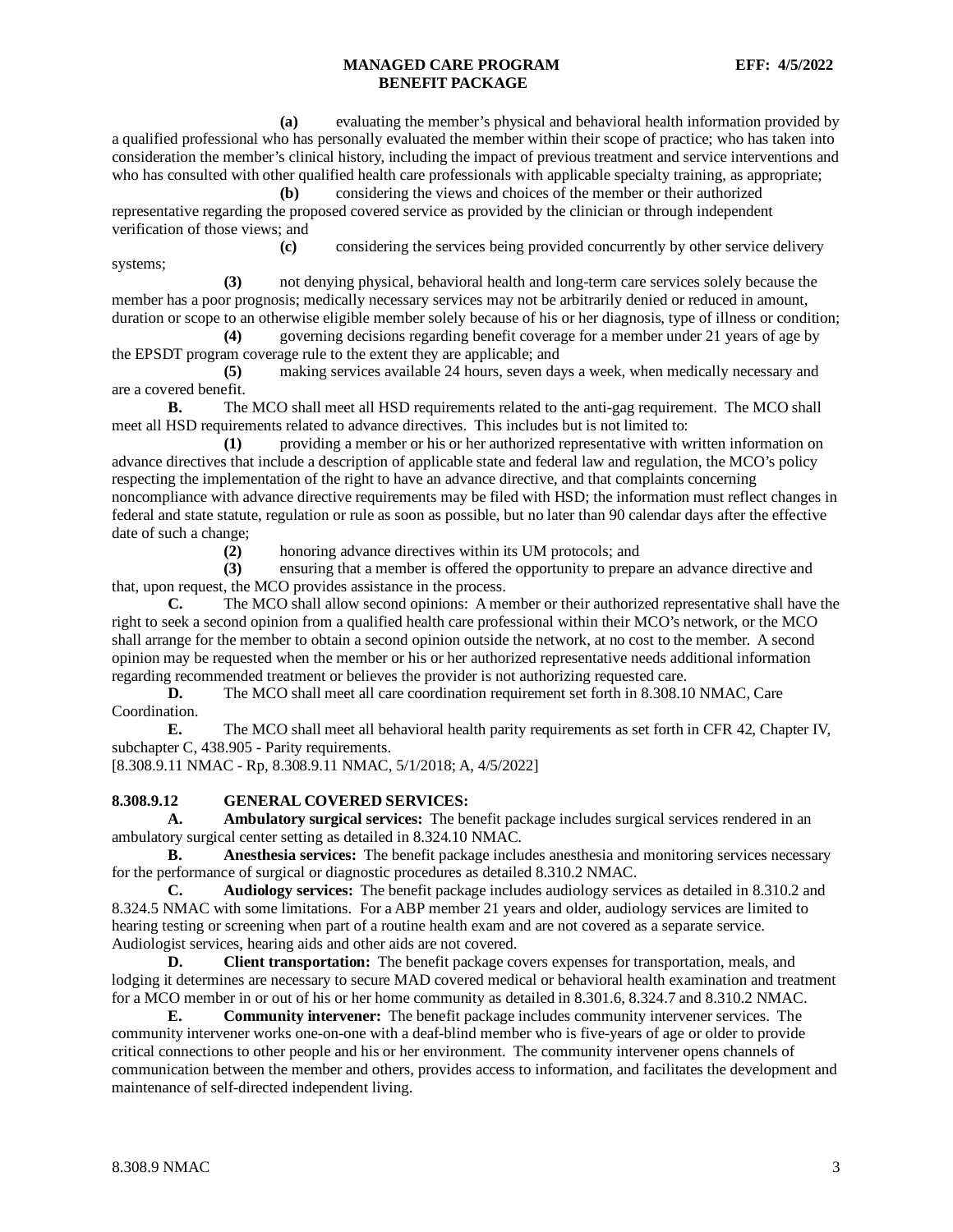**(a)** evaluating the member's physical and behavioral health information provided by a qualified professional who has personally evaluated the member within their scope of practice; who has taken into consideration the member's clinical history, including the impact of previous treatment and service interventions and who has consulted with other qualified health care professionals with applicable specialty training, as appropriate;

**(b)** considering the views and choices of the member or their authorized representative regarding the proposed covered service as provided by the clinician or through independent verification of those views; and

**(c)** considering the services being provided concurrently by other service delivery systems;

**(3)** not denying physical, behavioral health and long-term care services solely because the member has a poor prognosis; medically necessary services may not be arbitrarily denied or reduced in amount, duration or scope to an otherwise eligible member solely because of his or her diagnosis, type of illness or condition;

**(4)** governing decisions regarding benefit coverage for a member under 21 years of age by the EPSDT program coverage rule to the extent they are applicable; and

**(5)** making services available 24 hours, seven days a week, when medically necessary and are a covered benefit.

**B.** The MCO shall meet all HSD requirements related to the anti-gag requirement. The MCO shall meet all HSD requirements related to advance directives. This includes but is not limited to:

**(1)** providing a member or his or her authorized representative with written information on advance directives that include a description of applicable state and federal law and regulation, the MCO's policy respecting the implementation of the right to have an advance directive, and that complaints concerning noncompliance with advance directive requirements may be filed with HSD; the information must reflect changes in federal and state statute, regulation or rule as soon as possible, but no later than 90 calendar days after the effective date of such a change;

**(2)** honoring advance directives within its UM protocols; and

**(3)** ensuring that a member is offered the opportunity to prepare an advance directive and that, upon request, the MCO provides assistance in the process.

**C.** The MCO shall allow second opinions: A member or their authorized representative shall have the right to seek a second opinion from a qualified health care professional within their MCO's network, or the MCO shall arrange for the member to obtain a second opinion outside the network, at no cost to the member. A second opinion may be requested when the member or his or her authorized representative needs additional information regarding recommended treatment or believes the provider is not authorizing requested care.

**D.** The MCO shall meet all care coordination requirement set forth in 8.308.10 NMAC, Care Coordination.

**E.** The MCO shall meet all behavioral health parity requirements as set forth in CFR 42, Chapter IV, subchapter C, 438.905 - Parity requirements.

[8.308.9.11 NMAC - Rp, 8.308.9.11 NMAC, 5/1/2018; A, 4/5/2022]

**8.308.9.12 GENERAL COVERED SERVICES:**

**A. Ambulatory surgical services:** The benefit package includes surgical services rendered in an ambulatory surgical center setting as detailed in 8.324.10 NMAC.

**B. Anesthesia services:** The benefit package includes anesthesia and monitoring services necessary for the performance of surgical or diagnostic procedures as detailed 8.310.2 NMAC.

**C. Audiology services:** The benefit package includes audiology services as detailed in 8.310.2 and 8.324.5 NMAC with some limitations. For a ABP member 21 years and older, audiology services are limited to hearing testing or screening when part of a routine health exam and are not covered as a separate service. Audiologist services, hearing aids and other aids are not covered.

**D. Client transportation:** The benefit package covers expenses for transportation, meals, and lodging it determines are necessary to secure MAD covered medical or behavioral health examination and treatment for a MCO member in or out of his or her home community as detailed in 8.301.6, 8.324.7 and 8.310.2 NMAC.

**E. Community intervener:** The benefit package includes community intervener services. The community intervener works one-on-one with a deaf-blind member who is five-years of age or older to provide critical connections to other people and his or her environment. The community intervener opens channels of communication between the member and others, provides access to information, and facilitates the development and maintenance of self-directed independent living.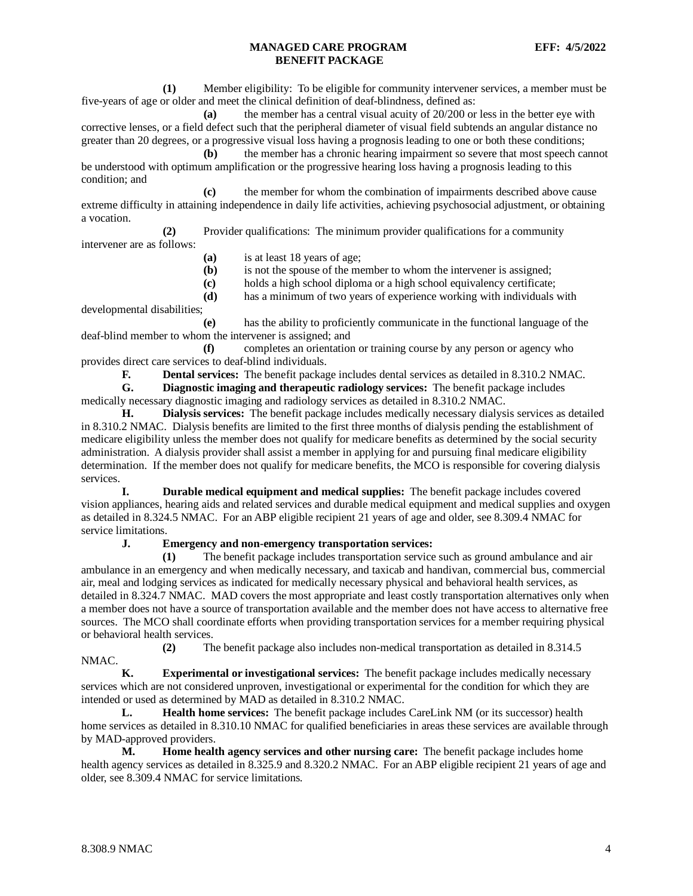**(1)** Member eligibility: To be eligible for community intervener services, a member must be five-years of age or older and meet the clinical definition of deaf-blindness, defined as:

**(a)** the member has a central visual acuity of 20/200 or less in the better eye with corrective lenses, or a field defect such that the peripheral diameter of visual field subtends an angular distance no greater than 20 degrees, or a progressive visual loss having a prognosis leading to one or both these conditions;

**(b)** the member has a chronic hearing impairment so severe that most speech cannot be understood with optimum amplification or the progressive hearing loss having a prognosis leading to this condition; and

**(c)** the member for whom the combination of impairments described above cause extreme difficulty in attaining independence in daily life activities, achieving psychosocial adjustment, or obtaining a vocation.

**(2)** Provider qualifications: The minimum provider qualifications for a community intervener are as follows:

**(a)** is at least 18 years of age;

**(b)** is not the spouse of the member to whom the intervener is assigned;

**(c)** holds a high school diploma or a high school equivalency certificate;

**(d)** has a minimum of two years of experience working with individuals with developmental disabilities;

**(e)** has the ability to proficiently communicate in the functional language of the deaf-blind member to whom the intervener is assigned; and

**(f)** completes an orientation or training course by any person or agency who provides direct care services to deaf-blind individuals.

**F. Dental services:** The benefit package includes dental services as detailed in 8.310.2 NMAC.

**G. Diagnostic imaging and therapeutic radiology services:** The benefit package includes medically necessary diagnostic imaging and radiology services as detailed in 8.310.2 NMAC.

**H. Dialysis services:** The benefit package includes medically necessary dialysis services as detailed in 8.310.2 NMAC. Dialysis benefits are limited to the first three months of dialysis pending the establishment of medicare eligibility unless the member does not qualify for medicare benefits as determined by the social security administration. A dialysis provider shall assist a member in applying for and pursuing final medicare eligibility determination. If the member does not qualify for medicare benefits, the MCO is responsible for covering dialysis services.

**I. Durable medical equipment and medical supplies:** The benefit package includes covered vision appliances, hearing aids and related services and durable medical equipment and medical supplies and oxygen as detailed in 8.324.5 NMAC. For an ABP eligible recipient 21 years of age and older, see 8.309.4 NMAC for service limitations.

**J. Emergency and non-emergency transportation services:**

**(1)** The benefit package includes transportation service such as ground ambulance and air ambulance in an emergency and when medically necessary, and taxicab and handivan, commercial bus, commercial air, meal and lodging services as indicated for medically necessary physical and behavioral health services, as detailed in 8.324.7 NMAC. MAD covers the most appropriate and least costly transportation alternatives only when a member does not have a source of transportation available and the member does not have access to alternative free sources. The MCO shall coordinate efforts when providing transportation services for a member requiring physical or behavioral health services.

**(2)** The benefit package also includes non-medical transportation as detailed in 8.314.5 NMAC.

**K. Experimental or investigational services:** The benefit package includes medically necessary services which are not considered unproven, investigational or experimental for the condition for which they are intended or used as determined by MAD as detailed in 8.310.2 NMAC.

**L. Health home services:** The benefit package includes CareLink NM (or its successor) health home services as detailed in 8.310.10 NMAC for qualified beneficiaries in areas these services are available through by MAD-approved providers.

**M. Home health agency services and other nursing care:** The benefit package includes home health agency services as detailed in 8.325.9 and 8.320.2 NMAC. For an ABP eligible recipient 21 years of age and older, see 8.309.4 NMAC for service limitations.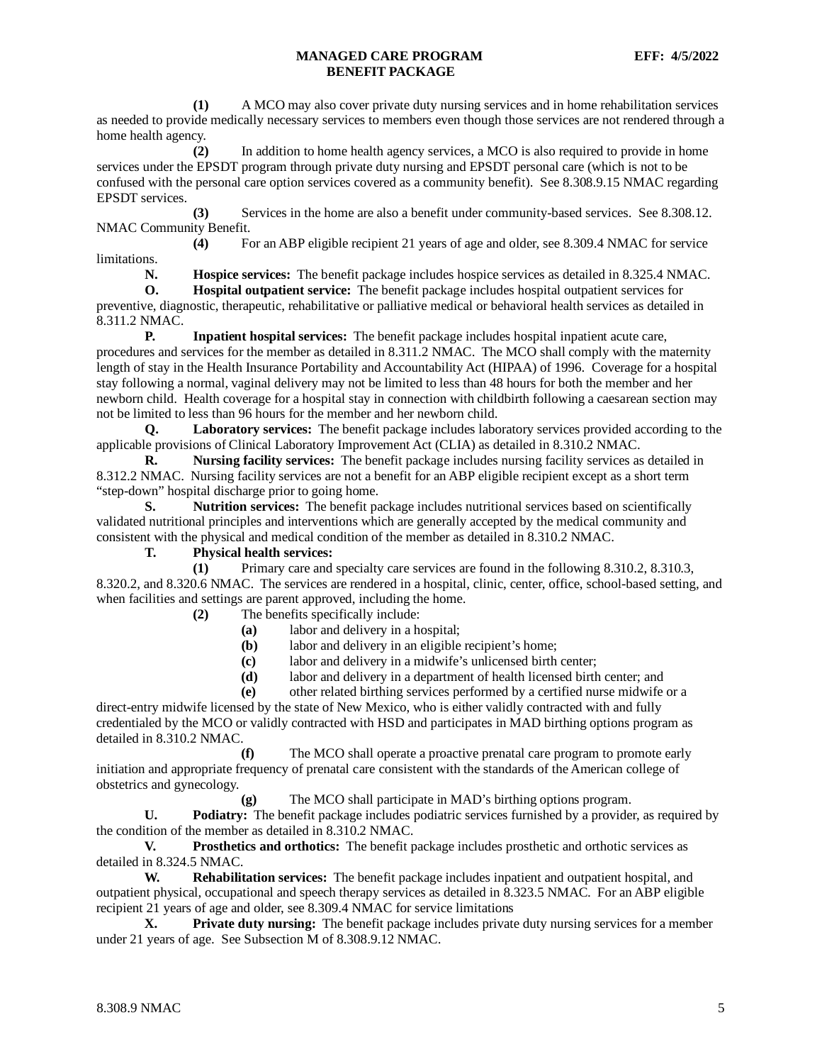**(1)** A MCO may also cover private duty nursing services and in home rehabilitation services as needed to provide medically necessary services to members even though those services are not rendered through a home health agency.

**(2)** In addition to home health agency services, a MCO is also required to provide in home services under the EPSDT program through private duty nursing and EPSDT personal care (which is not to be confused with the personal care option services covered as a community benefit). See 8.308.9.15 NMAC regarding EPSDT services.

**(3)** Services in the home are also a benefit under community-based services. See 8.308.12. NMAC Community Benefit.

**(4)** For an ABP eligible recipient 21 years of age and older, see 8.309.4 NMAC for service limitations.

**N. Hospice services:** The benefit package includes hospice services as detailed in 8.325.4 NMAC.

**O. Hospital outpatient service:** The benefit package includes hospital outpatient services for preventive, diagnostic, therapeutic, rehabilitative or palliative medical or behavioral health services as detailed in 8.311.2 NMAC.

**P. Inpatient hospital services:** The benefit package includes hospital inpatient acute care, procedures and services for the member as detailed in 8.311.2 NMAC. The MCO shall comply with the maternity length of stay in the Health Insurance Portability and Accountability Act (HIPAA) of 1996. Coverage for a hospital stay following a normal, vaginal delivery may not be limited to less than 48 hours for both the member and her newborn child. Health coverage for a hospital stay in connection with childbirth following a caesarean section may not be limited to less than 96 hours for the member and her newborn child.

**Q. Laboratory services:** The benefit package includes laboratory services provided according to the applicable provisions of Clinical Laboratory Improvement Act (CLIA) as detailed in 8.310.2 NMAC.

**R. Nursing facility services:** The benefit package includes nursing facility services as detailed in 8.312.2 NMAC. Nursing facility services are not a benefit for an ABP eligible recipient except as a short term "step-down" hospital discharge prior to going home.

**S. Nutrition services:** The benefit package includes nutritional services based on scientifically validated nutritional principles and interventions which are generally accepted by the medical community and consistent with the physical and medical condition of the member as detailed in 8.310.2 NMAC.

**T. Physical health services:**

**(1)** Primary care and specialty care services are found in the following 8.310.2, 8.310.3, 8.320.2, and 8.320.6 NMAC. The services are rendered in a hospital, clinic, center, office, school-based setting, and when facilities and settings are parent approved, including the home.

**(2)** The benefits specifically include:

**(a)** labor and delivery in a hospital;

**(b)** labor and delivery in an eligible recipient's home;

**(c)** labor and delivery in a midwife's unlicensed birth center;

**(d)** labor and delivery in a department of health licensed birth center; and

**(e)** other related birthing services performed by a certified nurse midwife or a direct-entry midwife licensed by the state of New Mexico, who is either validly contracted with and fully credentialed by the MCO or validly contracted with HSD and participates in MAD birthing options program as detailed in 8.310.2 NMAC.

**(f)** The MCO shall operate a proactive prenatal care program to promote early initiation and appropriate frequency of prenatal care consistent with the standards of the American college of obstetrics and gynecology.

**(g)** The MCO shall participate in MAD's birthing options program.

**U. Podiatry:** The benefit package includes podiatric services furnished by a provider, as required by the condition of the member as detailed in 8.310.2 NMAC.

**V. Prosthetics and orthotics:** The benefit package includes prosthetic and orthotic services as detailed in 8.324.5 NMAC.

**W. Rehabilitation services:** The benefit package includes inpatient and outpatient hospital, and outpatient physical, occupational and speech therapy services as detailed in 8.323.5 NMAC. For an ABP eligible recipient 21 years of age and older, see 8.309.4 NMAC for service limitations

**X. Private duty nursing:** The benefit package includes private duty nursing services for a member under 21 years of age. See Subsection M of 8.308.9.12 NMAC.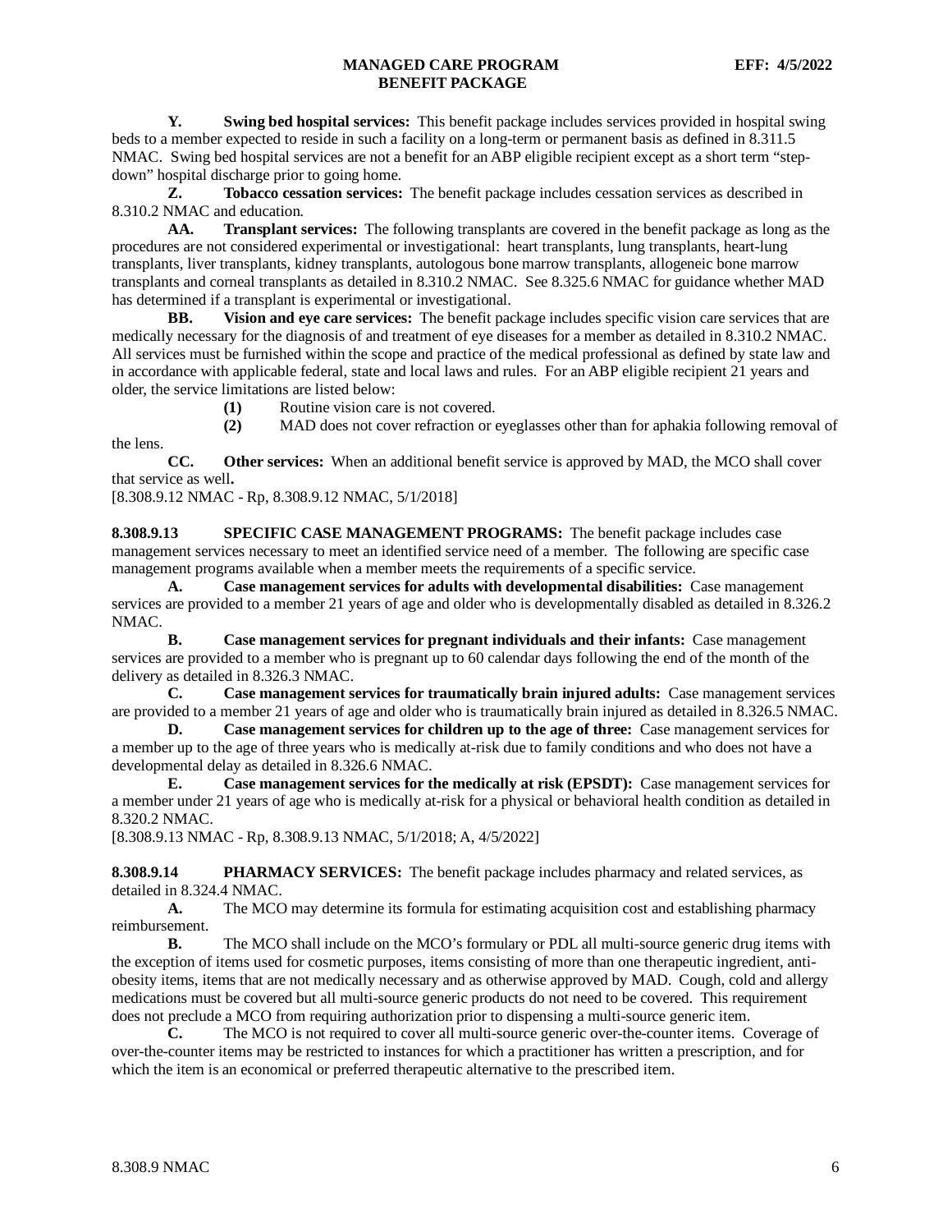**Y. Swing bed hospital services:** This benefit package includes services provided in hospital swing beds to a member expected to reside in such a facility on a long-term or permanent basis as defined in 8.311.5 NMAC. Swing bed hospital services are not a benefit for an ABP eligible recipient except as a short term "step-down" hospital discharge prior to going home.

**Z. Tobacco cessation services:** The benefit package includes cessation services as described in 8.310.2 NMAC and education.

**AA. Transplant services:** The following transplants are covered in the benefit package as long as the procedures are not considered experimental or investigational: heart transplants, lung transplants, heart-lung transplants, liver transplants, kidney transplants, autologous bone marrow transplants, allogeneic bone marrow transplants and corneal transplants as detailed in 8.310.2 NMAC. See 8.325.6 NMAC for guidance whether MAD has determined if a transplant is experimental or investigational.

**BB. Vision and eye care services:** The benefit package includes specific vision care services that are medically necessary for the diagnosis of and treatment of eye diseases for a member as detailed in 8.310.2 NMAC. All services must be furnished within the scope and practice of the medical professional as defined by state law and in accordance with applicable federal, state and local laws and rules. For an ABP eligible recipient 21 years and older, the service limitations are listed below:

**(1)** Routine vision care is not covered.

**(2)** MAD does not cover refraction or eyeglasses other than for aphakia following removal of the lens.

**CC. Other services:** When an additional benefit service is approved by MAD, the MCO shall cover that service as well**.**

[8.308.9.12 NMAC - Rp, 8.308.9.12 NMAC, 5/1/2018]

**8.308.9.13 SPECIFIC CASE MANAGEMENT PROGRAMS:** The benefit package includes case management services necessary to meet an identified service need of a member. The following are specific case management programs available when a member meets the requirements of a specific service.

**A. Case management services for adults with developmental disabilities:** Case management services are provided to a member 21 years of age and older who is developmentally disabled as detailed in 8.326.2 NMAC.

**B. Case management services for pregnant individuals and their infants:** Case management services are provided to a member who is pregnant up to 60 calendar days following the end of the month of the delivery as detailed in 8.326.3 NMAC.

**C. Case management services for traumatically brain injured adults:** Case management services are provided to a member 21 years of age and older who is traumatically brain injured as detailed in 8.326.5 NMAC.

**D. Case management services for children up to the age of three:** Case management services for a member up to the age of three years who is medically at-risk due to family conditions and who does not have a developmental delay as detailed in 8.326.6 NMAC.

**E. Case management services for the medically at risk (EPSDT):** Case management services for a member under 21 years of age who is medically at-risk for a physical or behavioral health condition as detailed in 8.320.2 NMAC.

[8.308.9.13 NMAC - Rp, 8.308.9.13 NMAC, 5/1/2018; A, 4/5/2022]

**8.308.9.14 PHARMACY SERVICES:** The benefit package includes pharmacy and related services, as detailed in 8.324.4 NMAC.

**A.** The MCO may determine its formula for estimating acquisition cost and establishing pharmacy reimbursement.

**B.** The MCO shall include on the MCO's formulary or PDL all multi-source generic drug items with the exception of items used for cosmetic purposes, items consisting of more than one therapeutic ingredient, anti-obesity items, items that are not medically necessary and as otherwise approved by MAD. Cough, cold and allergy medications must be covered but all multi-source generic products do not need to be covered. This requirement does not preclude a MCO from requiring authorization prior to dispensing a multi-source generic item.

**C.** The MCO is not required to cover all multi-source generic over-the-counter items. Coverage of over-the-counter items may be restricted to instances for which a practitioner has written a prescription, and for which the item is an economical or preferred therapeutic alternative to the prescribed item.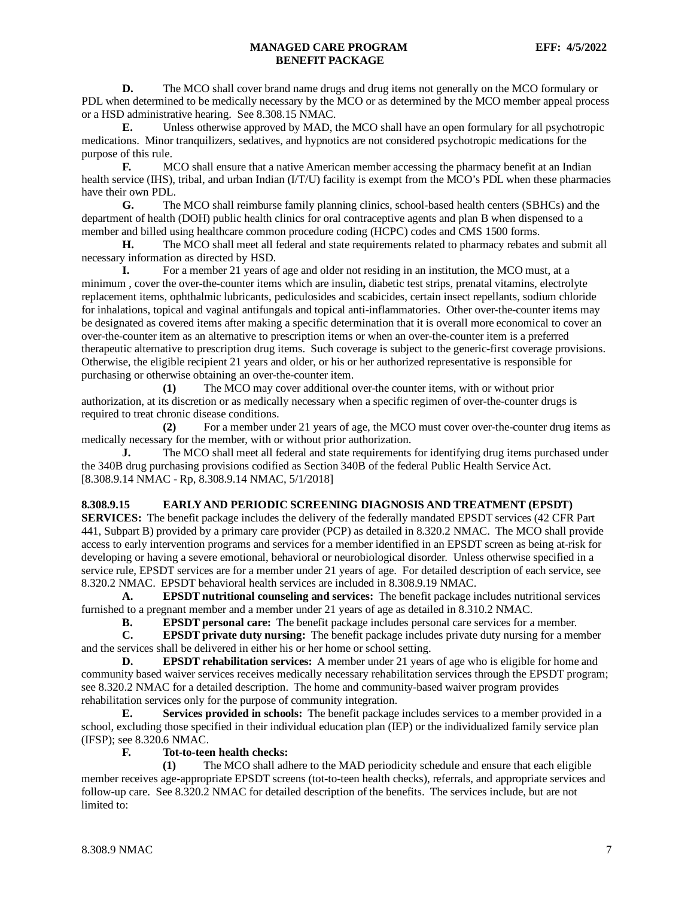**D.** The MCO shall cover brand name drugs and drug items not generally on the MCO formulary or PDL when determined to be medically necessary by the MCO or as determined by the MCO member appeal process or a HSD administrative hearing. See 8.308.15 NMAC.

**E.** Unless otherwise approved by MAD, the MCO shall have an open formulary for all psychotropic medications. Minor tranquilizers, sedatives, and hypnotics are not considered psychotropic medications for the purpose of this rule.

**F.** MCO shall ensure that a native American member accessing the pharmacy benefit at an Indian health service (IHS), tribal, and urban Indian (I/T/U) facility is exempt from the MCO's PDL when these pharmacies have their own PDL.

**G.** The MCO shall reimburse family planning clinics, school-based health centers (SBHCs) and the department of health (DOH) public health clinics for oral contraceptive agents and plan B when dispensed to a member and billed using healthcare common procedure coding (HCPC) codes and CMS 1500 forms.

**H.** The MCO shall meet all federal and state requirements related to pharmacy rebates and submit all necessary information as directed by HSD.

**I.** For a member 21 years of age and older not residing in an institution, the MCO must, at a minimum , cover the over-the-counter items which are insulin**,** diabetic test strips, prenatal vitamins, electrolyte replacement items, ophthalmic lubricants, pediculosides and scabicides, certain insect repellants, sodium chloride for inhalations, topical and vaginal antifungals and topical anti-inflammatories. Other over-the-counter items may be designated as covered items after making a specific determination that it is overall more economical to cover an over-the-counter item as an alternative to prescription items or when an over-the-counter item is a preferred therapeutic alternative to prescription drug items. Such coverage is subject to the generic-first coverage provisions. Otherwise, the eligible recipient 21 years and older, or his or her authorized representative is responsible for purchasing or otherwise obtaining an over-the-counter item.

**(1)** The MCO may cover additional over-the counter items, with or without prior authorization, at its discretion or as medically necessary when a specific regimen of over-the-counter drugs is required to treat chronic disease conditions.

**(2)** For a member under 21 years of age, the MCO must cover over-the-counter drug items as medically necessary for the member, with or without prior authorization.

**J.** The MCO shall meet all federal and state requirements for identifying drug items purchased under the 340B drug purchasing provisions codified as Section 340B of the federal Public Health Service Act.

[8.308.9.14 NMAC - Rp, 8.308.9.14 NMAC, 5/1/2018]

**8.308.9.15 EARLY AND PERIODIC SCREENING DIAGNOSIS AND TREATMENT (EPSDT) SERVICES:** The benefit package includes the delivery of the federally mandated EPSDT services (42 CFR Part 441, Subpart B) provided by a primary care provider (PCP) as detailed in 8.320.2 NMAC. The MCO shall provide access to early intervention programs and services for a member identified in an EPSDT screen as being at-risk for developing or having a severe emotional, behavioral or neurobiological disorder. Unless otherwise specified in a service rule, EPSDT services are for a member under 21 years of age. For detailed description of each service, see 8.320.2 NMAC. EPSDT behavioral health services are included in 8.308.9.19 NMAC.

**A. EPSDT nutritional counseling and services:** The benefit package includes nutritional services furnished to a pregnant member and a member under 21 years of age as detailed in 8.310.2 NMAC.

**B. EPSDT personal care:** The benefit package includes personal care services for a member.

**C. EPSDT private duty nursing:** The benefit package includes private duty nursing for a member and the services shall be delivered in either his or her home or school setting.

**D. EPSDT rehabilitation services:** A member under 21 years of age who is eligible for home and community based waiver services receives medically necessary rehabilitation services through the EPSDT program; see 8.320.2 NMAC for a detailed description. The home and community-based waiver program provides rehabilitation services only for the purpose of community integration.

**E. Services provided in schools:** The benefit package includes services to a member provided in a school, excluding those specified in their individual education plan (IEP) or the individualized family service plan (IFSP); see 8.320.6 NMAC.

**F. Tot-to-teen health checks:**

**(1)** The MCO shall adhere to the MAD periodicity schedule and ensure that each eligible member receives age-appropriate EPSDT screens (tot-to-teen health checks), referrals, and appropriate services and follow-up care. See 8.320.2 NMAC for detailed description of the benefits. The services include, but are not limited to: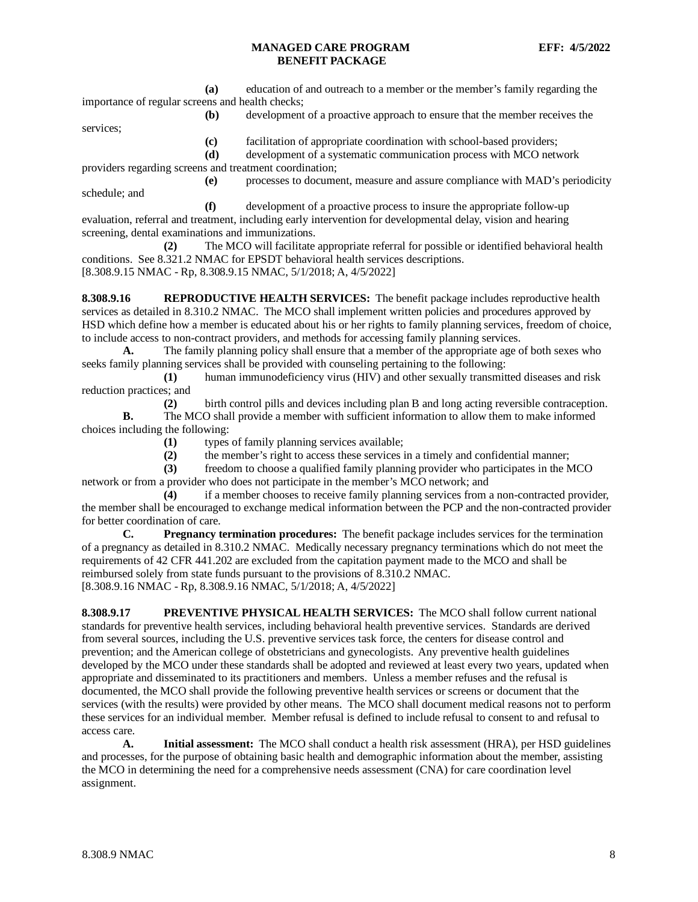**(a)** education of and outreach to a member or the member's family regarding the importance of regular screens and health checks;

**(b)** development of a proactive approach to ensure that the member receives the services;

**(c)** facilitation of appropriate coordination with school-based providers;

**(d)** development of a systematic communication process with MCO network providers regarding screens and treatment coordination;

**(e)** processes to document, measure and assure compliance with MAD's periodicity schedule; and

**(f)** development of a proactive process to insure the appropriate follow-up evaluation, referral and treatment, including early intervention for developmental delay, vision and hearing screening, dental examinations and immunizations.

**(2)** The MCO will facilitate appropriate referral for possible or identified behavioral health conditions. See 8.321.2 NMAC for EPSDT behavioral health services descriptions.

[8.308.9.15 NMAC - Rp, 8.308.9.15 NMAC, 5/1/2018; A, 4/5/2022]

**8.308.9.16 REPRODUCTIVE HEALTH SERVICES:** The benefit package includes reproductive health services as detailed in 8.310.2 NMAC. The MCO shall implement written policies and procedures approved by HSD which define how a member is educated about his or her rights to family planning services, freedom of choice, to include access to non-contract providers, and methods for accessing family planning services.

**A.** The family planning policy shall ensure that a member of the appropriate age of both sexes who seeks family planning services shall be provided with counseling pertaining to the following:

**(1)** human immunodeficiency virus (HIV) and other sexually transmitted diseases and risk reduction practices; and

**(2)** birth control pills and devices including plan B and long acting reversible contraception.

**B.** The MCO shall provide a member with sufficient information to allow them to make informed choices including the following:

**(1)** types of family planning services available;

**(2)** the member's right to access these services in a timely and confidential manner;

**(3)** freedom to choose a qualified family planning provider who participates in the MCO network or from a provider who does not participate in the member's MCO network; and

**(4)** if a member chooses to receive family planning services from a non-contracted provider, the member shall be encouraged to exchange medical information between the PCP and the non-contracted provider for better coordination of care.

**C. Pregnancy termination procedures:** The benefit package includes services for the termination of a pregnancy as detailed in 8.310.2 NMAC. Medically necessary pregnancy terminations which do not meet the requirements of 42 CFR 441.202 are excluded from the capitation payment made to the MCO and shall be reimbursed solely from state funds pursuant to the provisions of 8.310.2 NMAC.

[8.308.9.16 NMAC - Rp, 8.308.9.16 NMAC, 5/1/2018; A, 4/5/2022]

**8.308.9.17 PREVENTIVE PHYSICAL HEALTH SERVICES:** The MCO shall follow current national standards for preventive health services, including behavioral health preventive services. Standards are derived from several sources, including the U.S. preventive services task force, the centers for disease control and prevention; and the American college of obstetricians and gynecologists. Any preventive health guidelines developed by the MCO under these standards shall be adopted and reviewed at least every two years, updated when appropriate and disseminated to its practitioners and members. Unless a member refuses and the refusal is documented, the MCO shall provide the following preventive health services or screens or document that the services (with the results) were provided by other means. The MCO shall document medical reasons not to perform these services for an individual member. Member refusal is defined to include refusal to consent to and refusal to access care.

**A. Initial assessment:** The MCO shall conduct a health risk assessment (HRA), per HSD guidelines and processes, for the purpose of obtaining basic health and demographic information about the member, assisting the MCO in determining the need for a comprehensive needs assessment (CNA) for care coordination level assignment.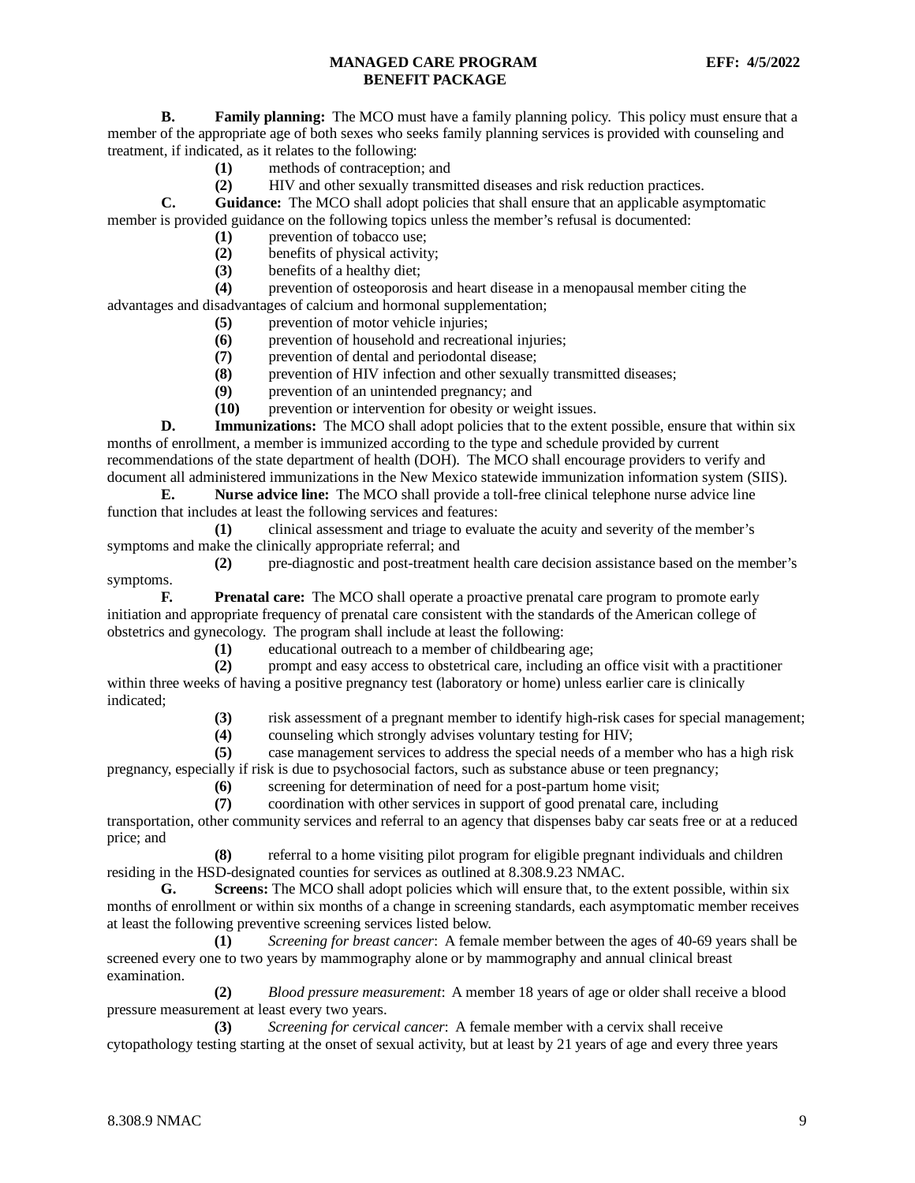**B. Family planning:** The MCO must have a family planning policy. This policy must ensure that a member of the appropriate age of both sexes who seeks family planning services is provided with counseling and treatment, if indicated, as it relates to the following:

**(1)** methods of contraception; and

**(2)** HIV and other sexually transmitted diseases and risk reduction practices.

**C. Guidance:** The MCO shall adopt policies that shall ensure that an applicable asymptomatic member is provided guidance on the following topics unless the member's refusal is documented:

**(1)** prevention of tobacco use;

**(2)** benefits of physical activity;

**(3)** benefits of a healthy diet;

**(4)** prevention of osteoporosis and heart disease in a menopausal member citing the advantages and disadvantages of calcium and hormonal supplementation;

**(5)** prevention of motor vehicle injuries;

**(6)** prevention of household and recreational injuries;

**(7)** prevention of dental and periodontal disease;

**(8)** prevention of HIV infection and other sexually transmitted diseases;

**(9)** prevention of an unintended pregnancy; and

**(10)** prevention or intervention for obesity or weight issues.

**D. Immunizations:** The MCO shall adopt policies that to the extent possible, ensure that within six months of enrollment, a member is immunized according to the type and schedule provided by current recommendations of the state department of health (DOH). The MCO shall encourage providers to verify and document all administered immunizations in the New Mexico statewide immunization information system (SIIS).

**E. Nurse advice line:** The MCO shall provide a toll-free clinical telephone nurse advice line function that includes at least the following services and features:

**(1)** clinical assessment and triage to evaluate the acuity and severity of the member's symptoms and make the clinically appropriate referral; and

**(2)** pre-diagnostic and post-treatment health care decision assistance based on the member's symptoms.

**F. Prenatal care:** The MCO shall operate a proactive prenatal care program to promote early initiation and appropriate frequency of prenatal care consistent with the standards of the American college of obstetrics and gynecology. The program shall include at least the following:

**(1)** educational outreach to a member of childbearing age;

**(2)** prompt and easy access to obstetrical care, including an office visit with a practitioner within three weeks of having a positive pregnancy test (laboratory or home) unless earlier care is clinically indicated;

**(3)** risk assessment of a pregnant member to identify high-risk cases for special management;

**(4)** counseling which strongly advises voluntary testing for HIV;

**(5)** case management services to address the special needs of a member who has a high risk pregnancy, especially if risk is due to psychosocial factors, such as substance abuse or teen pregnancy;

**(6)** screening for determination of need for a post-partum home visit;

**(7)** coordination with other services in support of good prenatal care, including transportation, other community services and referral to an agency that dispenses baby car seats free or at a reduced price; and

**(8)** referral to a home visiting pilot program for eligible pregnant individuals and children residing in the HSD-designated counties for services as outlined at 8.308.9.23 NMAC.

**G. Screens:** The MCO shall adopt policies which will ensure that, to the extent possible, within six months of enrollment or within six months of a change in screening standards, each asymptomatic member receives at least the following preventive screening services listed below.

**(1)** *Screening for breast cancer*: A female member between the ages of 40-69 years shall be screened every one to two years by mammography alone or by mammography and annual clinical breast examination.

**(2)** *Blood pressure measurement*: A member 18 years of age or older shall receive a blood pressure measurement at least every two years.

**(3)** *Screening for cervical cancer*: A female member with a cervix shall receive cytopathology testing starting at the onset of sexual activity, but at least by 21 years of age and every three years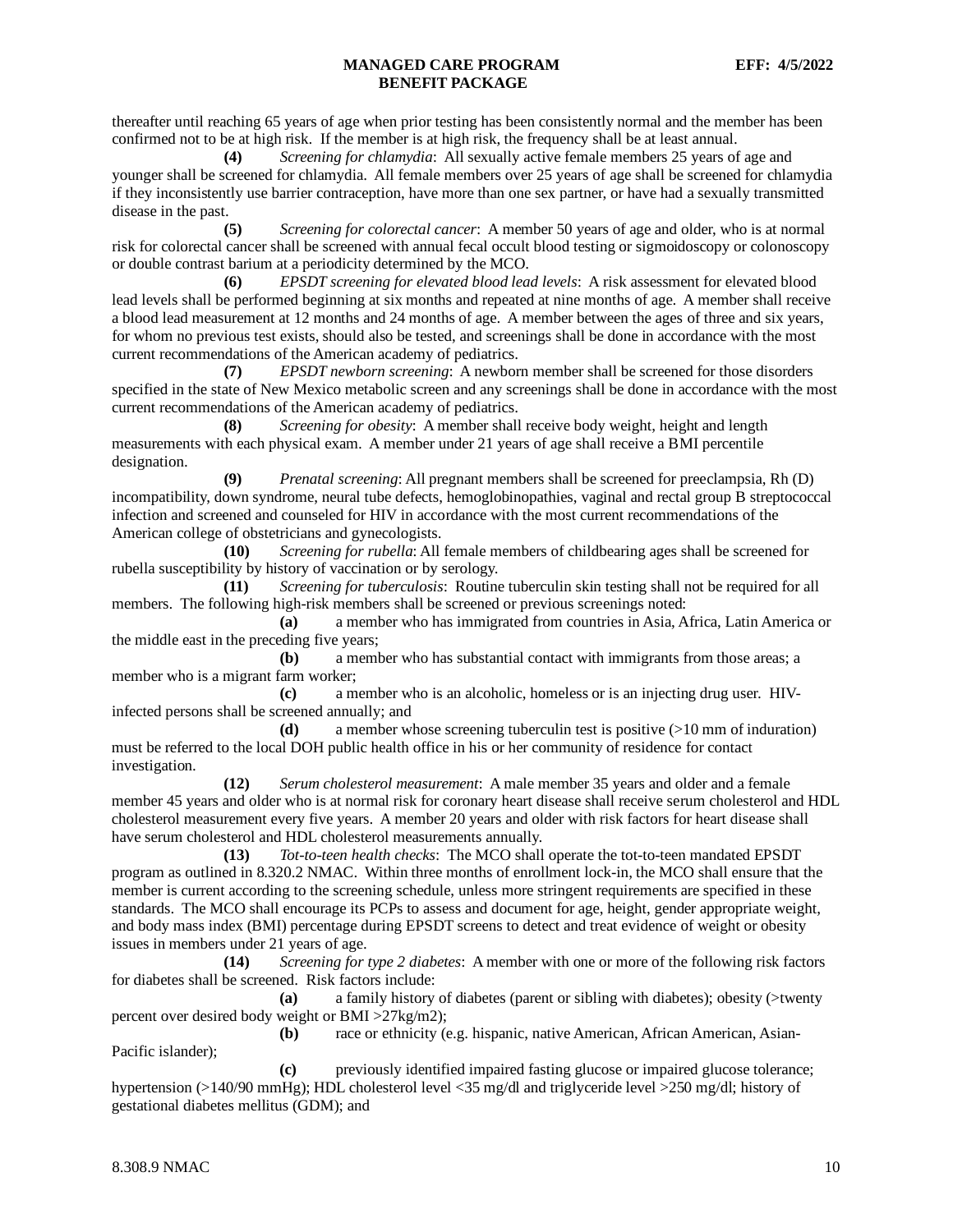thereafter until reaching 65 years of age when prior testing has been consistently normal and the member has been confirmed not to be at high risk. If the member is at high risk, the frequency shall be at least annual.

**(4)** *Screening for chlamydia*: All sexually active female members 25 years of age and younger shall be screened for chlamydia. All female members over 25 years of age shall be screened for chlamydia if they inconsistently use barrier contraception, have more than one sex partner, or have had a sexually transmitted disease in the past.

**(5)** *Screening for colorectal cancer*: A member 50 years of age and older, who is at normal risk for colorectal cancer shall be screened with annual fecal occult blood testing or sigmoidoscopy or colonoscopy or double contrast barium at a periodicity determined by the MCO.

**(6)** *EPSDT screening for elevated blood lead levels*: A risk assessment for elevated blood lead levels shall be performed beginning at six months and repeated at nine months of age. A member shall receive a blood lead measurement at 12 months and 24 months of age. A member between the ages of three and six years, for whom no previous test exists, should also be tested, and screenings shall be done in accordance with the most current recommendations of the American academy of pediatrics.

**(7)** *EPSDT newborn screening*: A newborn member shall be screened for those disorders specified in the state of New Mexico metabolic screen and any screenings shall be done in accordance with the most current recommendations of the American academy of pediatrics.

**(8)** *Screening for obesity*: A member shall receive body weight, height and length measurements with each physical exam. A member under 21 years of age shall receive a BMI percentile designation.

**(9)** *Prenatal screening*: All pregnant members shall be screened for preeclampsia, Rh (D) incompatibility, down syndrome, neural tube defects, hemoglobinopathies, vaginal and rectal group B streptococcal infection and screened and counseled for HIV in accordance with the most current recommendations of the American college of obstetricians and gynecologists.

**(10)** *Screening for rubella*: All female members of childbearing ages shall be screened for rubella susceptibility by history of vaccination or by serology.

**(11)** *Screening for tuberculosis*: Routine tuberculin skin testing shall not be required for all members. The following high-risk members shall be screened or previous screenings noted:

**(a)** a member who has immigrated from countries in Asia, Africa, Latin America or the middle east in the preceding five years;

**(b)** a member who has substantial contact with immigrants from those areas; a member who is a migrant farm worker;

**(c)** a member who is an alcoholic, homeless or is an injecting drug user. HIV-infected persons shall be screened annually; and

**(d)** a member whose screening tuberculin test is positive (>10 mm of induration) must be referred to the local DOH public health office in his or her community of residence for contact investigation.

**(12)** *Serum cholesterol measurement*: A male member 35 years and older and a female member 45 years and older who is at normal risk for coronary heart disease shall receive serum cholesterol and HDL cholesterol measurement every five years. A member 20 years and older with risk factors for heart disease shall have serum cholesterol and HDL cholesterol measurements annually.

**(13)** *Tot-to-teen health checks*: The MCO shall operate the tot-to-teen mandated EPSDT program as outlined in 8.320.2 NMAC. Within three months of enrollment lock-in, the MCO shall ensure that the member is current according to the screening schedule, unless more stringent requirements are specified in these standards. The MCO shall encourage its PCPs to assess and document for age, height, gender appropriate weight, and body mass index (BMI) percentage during EPSDT screens to detect and treat evidence of weight or obesity issues in members under 21 years of age.

**(14)** *Screening for type 2 diabetes*: A member with one or more of the following risk factors for diabetes shall be screened. Risk factors include:

**(a)** a family history of diabetes (parent or sibling with diabetes); obesity (>twenty percent over desired body weight or BMI >27kg/m2);

**(b)** race or ethnicity (e.g. hispanic, native American, African American, Asian-Pacific islander);

**(c)** previously identified impaired fasting glucose or impaired glucose tolerance; hypertension (>140/90 mmHg); HDL cholesterol level <35 mg/dl and triglyceride level >250 mg/dl; history of gestational diabetes mellitus (GDM); and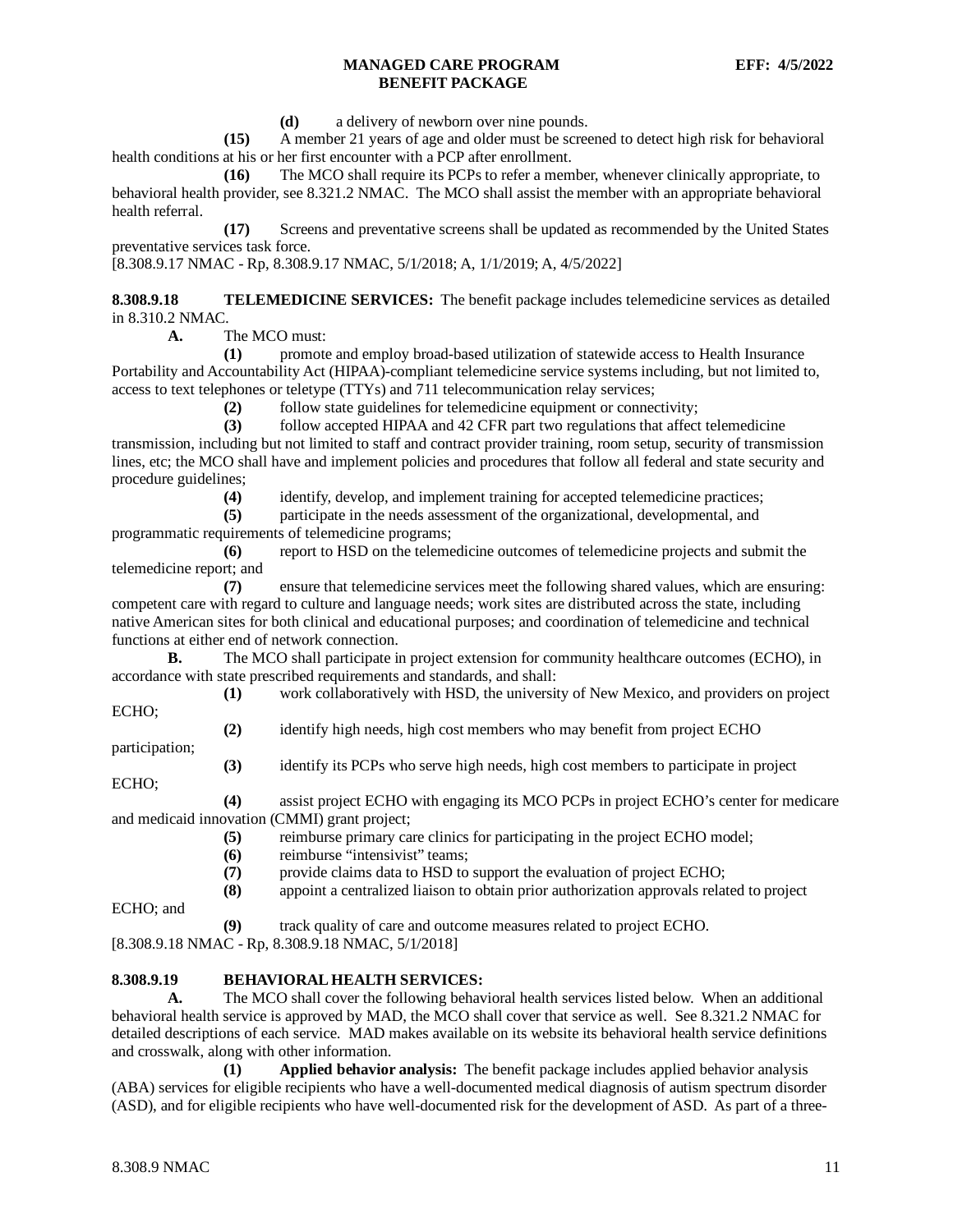**(d)** a delivery of newborn over nine pounds.

**(15)** A member 21 years of age and older must be screened to detect high risk for behavioral health conditions at his or her first encounter with a PCP after enrollment.

**(16)** The MCO shall require its PCPs to refer a member, whenever clinically appropriate, to behavioral health provider, see 8.321.2 NMAC. The MCO shall assist the member with an appropriate behavioral health referral.

**(17)** Screens and preventative screens shall be updated as recommended by the United States preventative services task force.

[8.308.9.17 NMAC - Rp, 8.308.9.17 NMAC, 5/1/2018; A, 1/1/2019; A, 4/5/2022]

**8.308.9.18 TELEMEDICINE SERVICES:** The benefit package includes telemedicine services as detailed in 8.310.2 NMAC.

**A.** The MCO must:

**(1)** promote and employ broad-based utilization of statewide access to Health Insurance Portability and Accountability Act (HIPAA)-compliant telemedicine service systems including, but not limited to, access to text telephones or teletype (TTYs) and 711 telecommunication relay services;

**(2)** follow state guidelines for telemedicine equipment or connectivity;

**(3)** follow accepted HIPAA and 42 CFR part two regulations that affect telemedicine transmission, including but not limited to staff and contract provider training, room setup, security of transmission lines, etc; the MCO shall have and implement policies and procedures that follow all federal and state security and procedure guidelines;

**(4)** identify, develop, and implement training for accepted telemedicine practices;

**(5)** participate in the needs assessment of the organizational, developmental, and programmatic requirements of telemedicine programs;

**(6)** report to HSD on the telemedicine outcomes of telemedicine projects and submit the telemedicine report; and

**(7)** ensure that telemedicine services meet the following shared values, which are ensuring: competent care with regard to culture and language needs; work sites are distributed across the state, including native American sites for both clinical and educational purposes; and coordination of telemedicine and technical functions at either end of network connection.

**B.** The MCO shall participate in project extension for community healthcare outcomes (ECHO), in accordance with state prescribed requirements and standards, and shall:

**(1)** work collaboratively with HSD, the university of New Mexico, and providers on project ECHO;

**(2)** identify high needs, high cost members who may benefit from project ECHO participation;

**(3)** identify its PCPs who serve high needs, high cost members to participate in project ECHO;

**(4)** assist project ECHO with engaging its MCO PCPs in project ECHO's center for medicare and medicaid innovation (CMMI) grant project;

**(5)** reimburse primary care clinics for participating in the project ECHO model;

**(6)** reimburse "intensivist" teams;

**(7)** provide claims data to HSD to support the evaluation of project ECHO;

**(8)** appoint a centralized liaison to obtain prior authorization approvals related to project ECHO; and

**(9)** track quality of care and outcome measures related to project ECHO.

[8.308.9.18 NMAC - Rp, 8.308.9.18 NMAC, 5/1/2018]

**8.308.9.19 BEHAVIORAL HEALTH SERVICES:**

**A.** The MCO shall cover the following behavioral health services listed below. When an additional behavioral health service is approved by MAD, the MCO shall cover that service as well. See 8.321.2 NMAC for detailed descriptions of each service. MAD makes available on its website its behavioral health service definitions and crosswalk, along with other information.

**(1)** **Applied behavior analysis:** The benefit package includes applied behavior analysis (ABA) services for eligible recipients who have a well-documented medical diagnosis of autism spectrum disorder (ASD), and for eligible recipients who have well-documented risk for the development of ASD. As part of a three-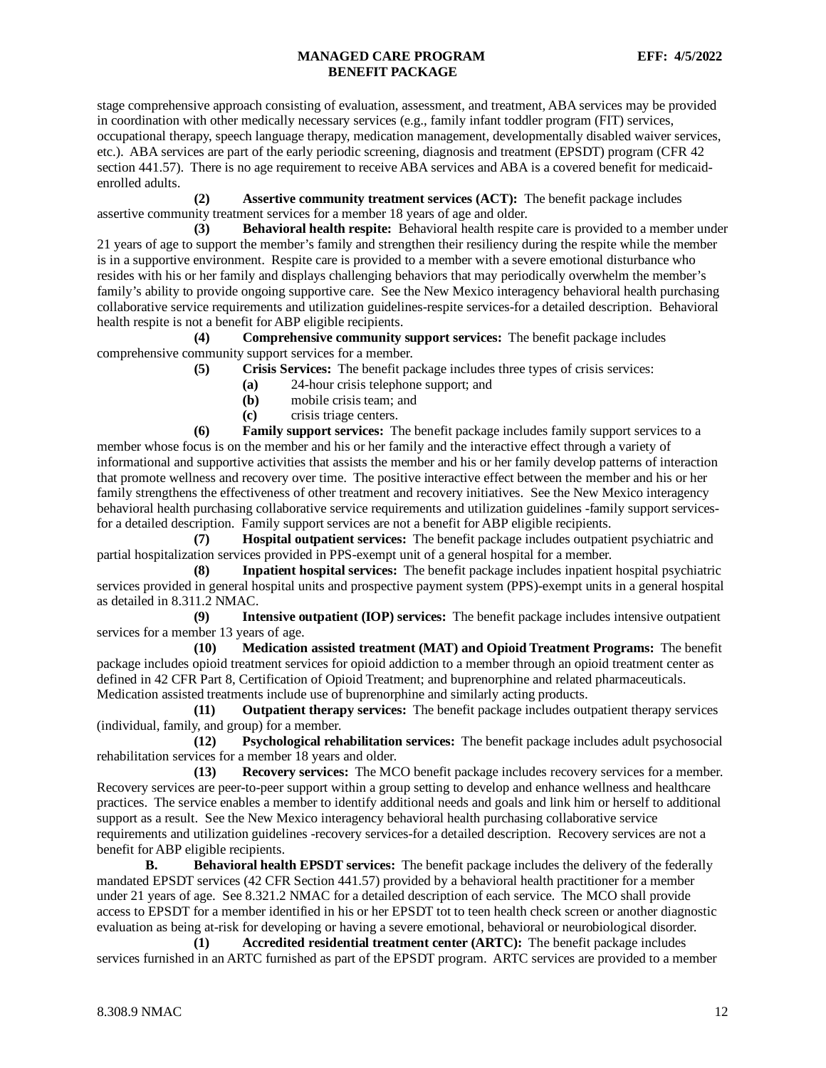stage comprehensive approach consisting of evaluation, assessment, and treatment, ABA services may be provided in coordination with other medically necessary services (e.g., family infant toddler program (FIT) services, occupational therapy, speech language therapy, medication management, developmentally disabled waiver services, etc.). ABA services are part of the early periodic screening, diagnosis and treatment (EPSDT) program (CFR 42 section 441.57). There is no age requirement to receive ABA services and ABA is a covered benefit for medicaid-enrolled adults.

**(2) Assertive community treatment services (ACT):** The benefit package includes assertive community treatment services for a member 18 years of age and older.

**(3) Behavioral health respite:** Behavioral health respite care is provided to a member under 21 years of age to support the member's family and strengthen their resiliency during the respite while the member is in a supportive environment. Respite care is provided to a member with a severe emotional disturbance who resides with his or her family and displays challenging behaviors that may periodically overwhelm the member's family's ability to provide ongoing supportive care. See the New Mexico interagency behavioral health purchasing collaborative service requirements and utilization guidelines-respite services-for a detailed description. Behavioral health respite is not a benefit for ABP eligible recipients.

**(4) Comprehensive community support services:** The benefit package includes comprehensive community support services for a member.

**(5) Crisis Services:** The benefit package includes three types of crisis services:

**(a)** 24-hour crisis telephone support; and

**(b)** mobile crisis team; and

**(c)** crisis triage centers.

**(6) Family support services:** The benefit package includes family support services to a member whose focus is on the member and his or her family and the interactive effect through a variety of informational and supportive activities that assists the member and his or her family develop patterns of interaction that promote wellness and recovery over time. The positive interactive effect between the member and his or her family strengthens the effectiveness of other treatment and recovery initiatives. See the New Mexico interagency behavioral health purchasing collaborative service requirements and utilization guidelines -family support services-for a detailed description. Family support services are not a benefit for ABP eligible recipients.

**(7) Hospital outpatient services:** The benefit package includes outpatient psychiatric and partial hospitalization services provided in PPS-exempt unit of a general hospital for a member.

**(8) Inpatient hospital services:** The benefit package includes inpatient hospital psychiatric services provided in general hospital units and prospective payment system (PPS)-exempt units in a general hospital as detailed in 8.311.2 NMAC.

**(9) Intensive outpatient (IOP) services:** The benefit package includes intensive outpatient services for a member 13 years of age.

**(10) Medication assisted treatment (MAT) and Opioid Treatment Programs:** The benefit package includes opioid treatment services for opioid addiction to a member through an opioid treatment center as defined in 42 CFR Part 8, Certification of Opioid Treatment; and buprenorphine and related pharmaceuticals. Medication assisted treatments include use of buprenorphine and similarly acting products.

**(11) Outpatient therapy services:** The benefit package includes outpatient therapy services (individual, family, and group) for a member.

**(12) Psychological rehabilitation services:** The benefit package includes adult psychosocial rehabilitation services for a member 18 years and older.

**(13) Recovery services:** The MCO benefit package includes recovery services for a member. Recovery services are peer-to-peer support within a group setting to develop and enhance wellness and healthcare practices. The service enables a member to identify additional needs and goals and link him or herself to additional support as a result. See the New Mexico interagency behavioral health purchasing collaborative service requirements and utilization guidelines -recovery services-for a detailed description. Recovery services are not a benefit for ABP eligible recipients.

**B. Behavioral health EPSDT services:** The benefit package includes the delivery of the federally mandated EPSDT services (42 CFR Section 441.57) provided by a behavioral health practitioner for a member under 21 years of age. See 8.321.2 NMAC for a detailed description of each service. The MCO shall provide access to EPSDT for a member identified in his or her EPSDT tot to teen health check screen or another diagnostic evaluation as being at-risk for developing or having a severe emotional, behavioral or neurobiological disorder.

**(1) Accredited residential treatment center (ARTC):** The benefit package includes services furnished in an ARTC furnished as part of the EPSDT program. ARTC services are provided to a member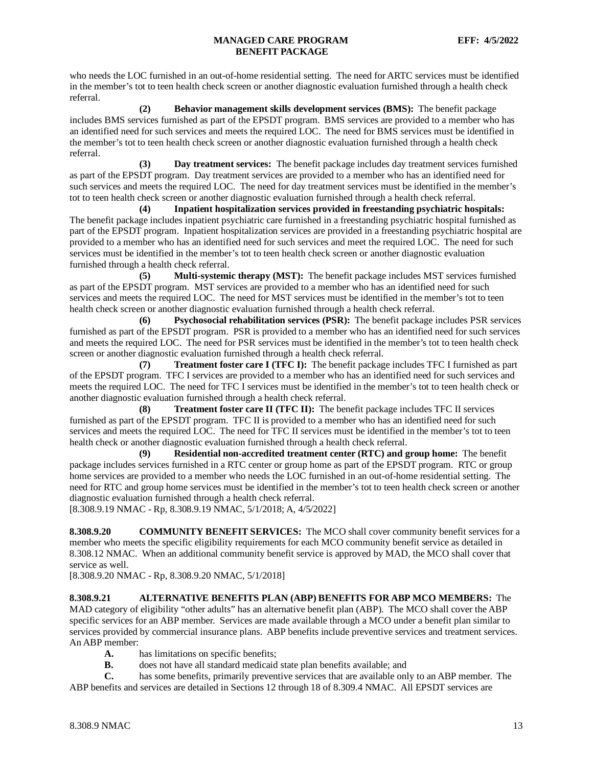who needs the LOC furnished in an out-of-home residential setting. The need for ARTC services must be identified in the member's tot to teen health check screen or another diagnostic evaluation furnished through a health check referral.

**(2) Behavior management skills development services (BMS):** The benefit package includes BMS services furnished as part of the EPSDT program. BMS services are provided to a member who has an identified need for such services and meets the required LOC. The need for BMS services must be identified in the member's tot to teen health check screen or another diagnostic evaluation furnished through a health check referral.

**(3) Day treatment services:** The benefit package includes day treatment services furnished as part of the EPSDT program. Day treatment services are provided to a member who has an identified need for such services and meets the required LOC. The need for day treatment services must be identified in the member's tot to teen health check screen or another diagnostic evaluation furnished through a health check referral.

**(4) Inpatient hospitalization services provided in freestanding psychiatric hospitals:** The benefit package includes inpatient psychiatric care furnished in a freestanding psychiatric hospital furnished as part of the EPSDT program. Inpatient hospitalization services are provided in a freestanding psychiatric hospital are provided to a member who has an identified need for such services and meet the required LOC. The need for such services must be identified in the member's tot to teen health check screen or another diagnostic evaluation furnished through a health check referral.

**(5) Multi-systemic therapy (MST):** The benefit package includes MST services furnished as part of the EPSDT program. MST services are provided to a member who has an identified need for such services and meets the required LOC. The need for MST services must be identified in the member's tot to teen health check screen or another diagnostic evaluation furnished through a health check referral.

**(6) Psychosocial rehabilitation services (PSR):** The benefit package includes PSR services furnished as part of the EPSDT program. PSR is provided to a member who has an identified need for such services and meets the required LOC. The need for PSR services must be identified in the member's tot to teen health check screen or another diagnostic evaluation furnished through a health check referral.

**(7) Treatment foster care I (TFC I):** The benefit package includes TFC I furnished as part of the EPSDT program. TFC I services are provided to a member who has an identified need for such services and meets the required LOC. The need for TFC I services must be identified in the member's tot to teen health check or another diagnostic evaluation furnished through a health check referral.

**(8) Treatment foster care II (TFC II):** The benefit package includes TFC II services furnished as part of the EPSDT program. TFC II is provided to a member who has an identified need for such services and meets the required LOC. The need for TFC II services must be identified in the member's tot to teen health check or another diagnostic evaluation furnished through a health check referral.

**(9) Residential non-accredited treatment center (RTC) and group home:** The benefit package includes services furnished in a RTC center or group home as part of the EPSDT program. RTC or group home services are provided to a member who needs the LOC furnished in an out-of-home residential setting. The need for RTC and group home services must be identified in the member's tot to teen health check screen or another diagnostic evaluation furnished through a health check referral.

[8.308.9.19 NMAC - Rp, 8.308.9.19 NMAC, 5/1/2018; A, 4/5/2022]

**8.308.9.20 COMMUNITY BENEFIT SERVICES:** The MCO shall cover community benefit services for a member who meets the specific eligibility requirements for each MCO community benefit service as detailed in 8.308.12 NMAC. When an additional community benefit service is approved by MAD, the MCO shall cover that service as well.

[8.308.9.20 NMAC - Rp, 8.308.9.20 NMAC, 5/1/2018]

**8.308.9.21 ALTERNATIVE BENEFITS PLAN (ABP) BENEFITS FOR ABP MCO MEMBERS:** The MAD category of eligibility "other adults" has an alternative benefit plan (ABP). The MCO shall cover the ABP specific services for an ABP member. Services are made available through a MCO under a benefit plan similar to services provided by commercial insurance plans. ABP benefits include preventive services and treatment services. An ABP member:

**A.** has limitations on specific benefits;

**B.** does not have all standard medicaid state plan benefits available; and

**C.** has some benefits, primarily preventive services that are available only to an ABP member. The ABP benefits and services are detailed in Sections 12 through 18 of 8.309.4 NMAC. All EPSDT services are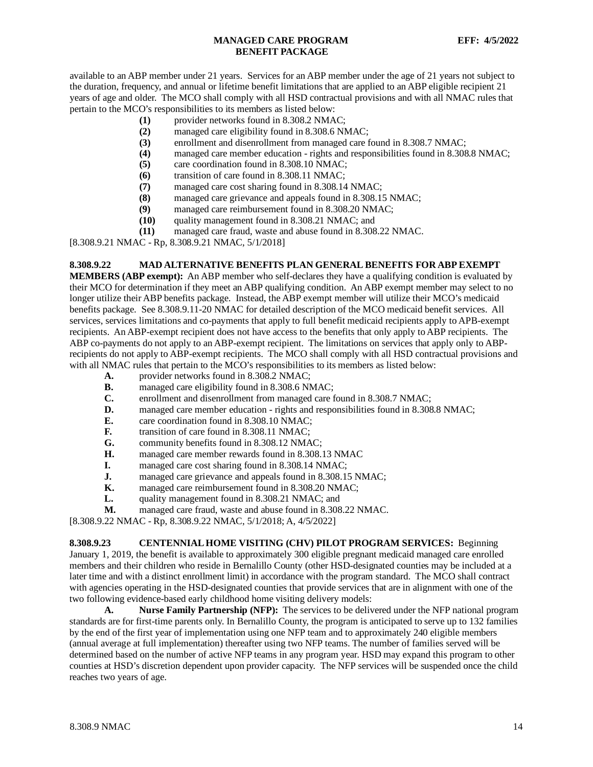available to an ABP member under 21 years. Services for an ABP member under the age of 21 years not subject to the duration, frequency, and annual or lifetime benefit limitations that are applied to an ABP eligible recipient 21 years of age and older. The MCO shall comply with all HSD contractual provisions and with all NMAC rules that pertain to the MCO's responsibilities to its members as listed below:

**(1)** provider networks found in 8.308.2 NMAC;
**(2)** managed care eligibility found in 8.308.6 NMAC;
**(3)** enrollment and disenrollment from managed care found in 8.308.7 NMAC;
**(4)** managed care member education - rights and responsibilities found in 8.308.8 NMAC;
**(5)** care coordination found in 8.308.10 NMAC;
**(6)** transition of care found in 8.308.11 NMAC;
**(7)** managed care cost sharing found in 8.308.14 NMAC;
**(8)** managed care grievance and appeals found in 8.308.15 NMAC;
**(9)** managed care reimbursement found in 8.308.20 NMAC;
**(10)** quality management found in 8.308.21 NMAC; and
**(11)** managed care fraud, waste and abuse found in 8.308.22 NMAC.

[8.308.9.21 NMAC - Rp, 8.308.9.21 NMAC, 5/1/2018]

**8.308.9.22 MAD ALTERNATIVE BENEFITS PLAN GENERAL BENEFITS FOR ABP EXEMPT MEMBERS (ABP exempt):** An ABP member who self-declares they have a qualifying condition is evaluated by their MCO for determination if they meet an ABP qualifying condition. An ABP exempt member may select to no longer utilize their ABP benefits package. Instead, the ABP exempt member will utilize their MCO's medicaid benefits package. See 8.308.9.11-20 NMAC for detailed description of the MCO medicaid benefit services. All services, services limitations and co-payments that apply to full benefit medicaid recipients apply to APB-exempt recipients. An ABP-exempt recipient does not have access to the benefits that only apply to ABP recipients. The ABP co-payments do not apply to an ABP-exempt recipient. The limitations on services that apply only to ABP-recipients do not apply to ABP-exempt recipients. The MCO shall comply with all HSD contractual provisions and with all NMAC rules that pertain to the MCO's responsibilities to its members as listed below:

**A.** provider networks found in 8.308.2 NMAC;
**B.** managed care eligibility found in 8.308.6 NMAC;
**C.** enrollment and disenrollment from managed care found in 8.308.7 NMAC;
**D.** managed care member education - rights and responsibilities found in 8.308.8 NMAC;
**E.** care coordination found in 8.308.10 NMAC;
**F.** transition of care found in 8.308.11 NMAC;
**G.** community benefits found in 8.308.12 NMAC;
**H.** managed care member rewards found in 8.308.13 NMAC
**I.** managed care cost sharing found in 8.308.14 NMAC;
**J.** managed care grievance and appeals found in 8.308.15 NMAC;
**K.** managed care reimbursement found in 8.308.20 NMAC;
**L.** quality management found in 8.308.21 NMAC; and
**M.** managed care fraud, waste and abuse found in 8.308.22 NMAC.

[8.308.9.22 NMAC - Rp, 8.308.9.22 NMAC, 5/1/2018; A, 4/5/2022]

**8.308.9.23 CENTENNIAL HOME VISITING (CHV) PILOT PROGRAM SERVICES:** Beginning January 1, 2019, the benefit is available to approximately 300 eligible pregnant medicaid managed care enrolled members and their children who reside in Bernalillo County (other HSD-designated counties may be included at a later time and with a distinct enrollment limit) in accordance with the program standard. The MCO shall contract with agencies operating in the HSD-designated counties that provide services that are in alignment with one of the two following evidence-based early childhood home visiting delivery models:

**A. Nurse Family Partnership (NFP):** The services to be delivered under the NFP national program standards are for first-time parents only. In Bernalillo County, the program is anticipated to serve up to 132 families by the end of the first year of implementation using one NFP team and to approximately 240 eligible members (annual average at full implementation) thereafter using two NFP teams. The number of families served will be determined based on the number of active NFP teams in any program year. HSD may expand this program to other counties at HSD's discretion dependent upon provider capacity. The NFP services will be suspended once the child reaches two years of age.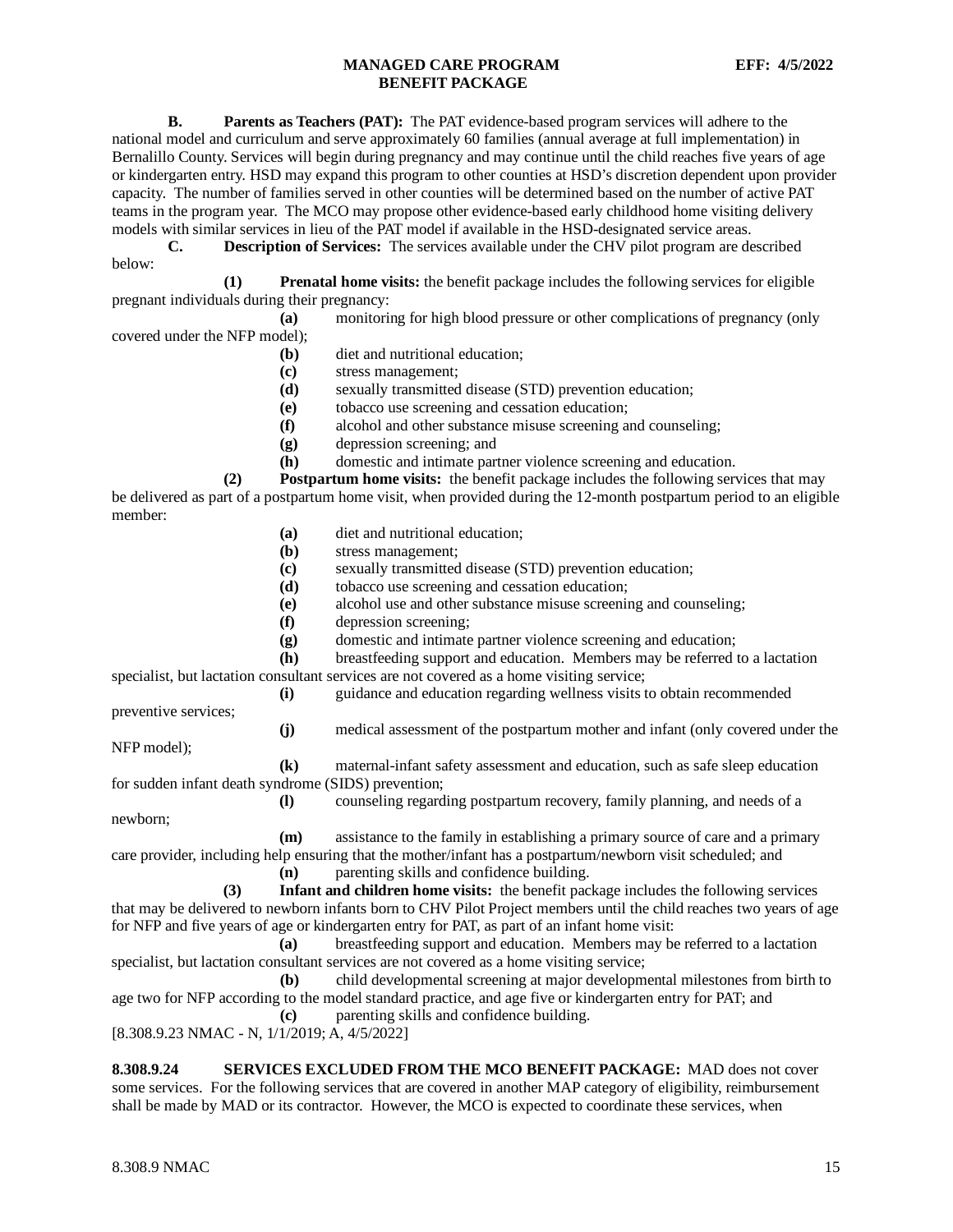**B. Parents as Teachers (PAT):** The PAT evidence-based program services will adhere to the national model and curriculum and serve approximately 60 families (annual average at full implementation) in Bernalillo County. Services will begin during pregnancy and may continue until the child reaches five years of age or kindergarten entry. HSD may expand this program to other counties at HSD's discretion dependent upon provider capacity. The number of families served in other counties will be determined based on the number of active PAT teams in the program year. The MCO may propose other evidence-based early childhood home visiting delivery models with similar services in lieu of the PAT model if available in the HSD-designated service areas.

**C. Description of Services:** The services available under the CHV pilot program are described below:

**(1) Prenatal home visits:** the benefit package includes the following services for eligible pregnant individuals during their pregnancy:

**(a)** monitoring for high blood pressure or other complications of pregnancy (only covered under the NFP model);

**(b)** diet and nutritional education;

**(c)** stress management;

**(d)** sexually transmitted disease (STD) prevention education;

**(e)** tobacco use screening and cessation education;

**(f)** alcohol and other substance misuse screening and counseling;

**(g)** depression screening; and

**(h)** domestic and intimate partner violence screening and education.

**(2) Postpartum home visits:** the benefit package includes the following services that may be delivered as part of a postpartum home visit, when provided during the 12-month postpartum period to an eligible member:

**(a)** diet and nutritional education;

**(b)** stress management;

**(c)** sexually transmitted disease (STD) prevention education;

**(d)** tobacco use screening and cessation education;

**(e)** alcohol use and other substance misuse screening and counseling;

**(f)** depression screening;

**(g)** domestic and intimate partner violence screening and education;

**(h)** breastfeeding support and education. Members may be referred to a lactation specialist, but lactation consultant services are not covered as a home visiting service;

**(i)** guidance and education regarding wellness visits to obtain recommended preventive services;

**(j)** medical assessment of the postpartum mother and infant (only covered under the NFP model);

**(k)** maternal-infant safety assessment and education, such as safe sleep education for sudden infant death syndrome (SIDS) prevention;

**(l)** counseling regarding postpartum recovery, family planning, and needs of a newborn;

**(m)** assistance to the family in establishing a primary source of care and a primary care provider, including help ensuring that the mother/infant has a postpartum/newborn visit scheduled; and

**(n)** parenting skills and confidence building.

**(3) Infant and children home visits:** the benefit package includes the following services that may be delivered to newborn infants born to CHV Pilot Project members until the child reaches two years of age for NFP and five years of age or kindergarten entry for PAT, as part of an infant home visit:

**(a)** breastfeeding support and education. Members may be referred to a lactation specialist, but lactation consultant services are not covered as a home visiting service;

**(b)** child developmental screening at major developmental milestones from birth to age two for NFP according to the model standard practice, and age five or kindergarten entry for PAT; and

**(c)** parenting skills and confidence building.

[8.308.9.23 NMAC - N, 1/1/2019; A, 4/5/2022]

**8.308.9.24 SERVICES EXCLUDED FROM THE MCO BENEFIT PACKAGE:** MAD does not cover some services. For the following services that are covered in another MAP category of eligibility, reimbursement shall be made by MAD or its contractor. However, the MCO is expected to coordinate these services, when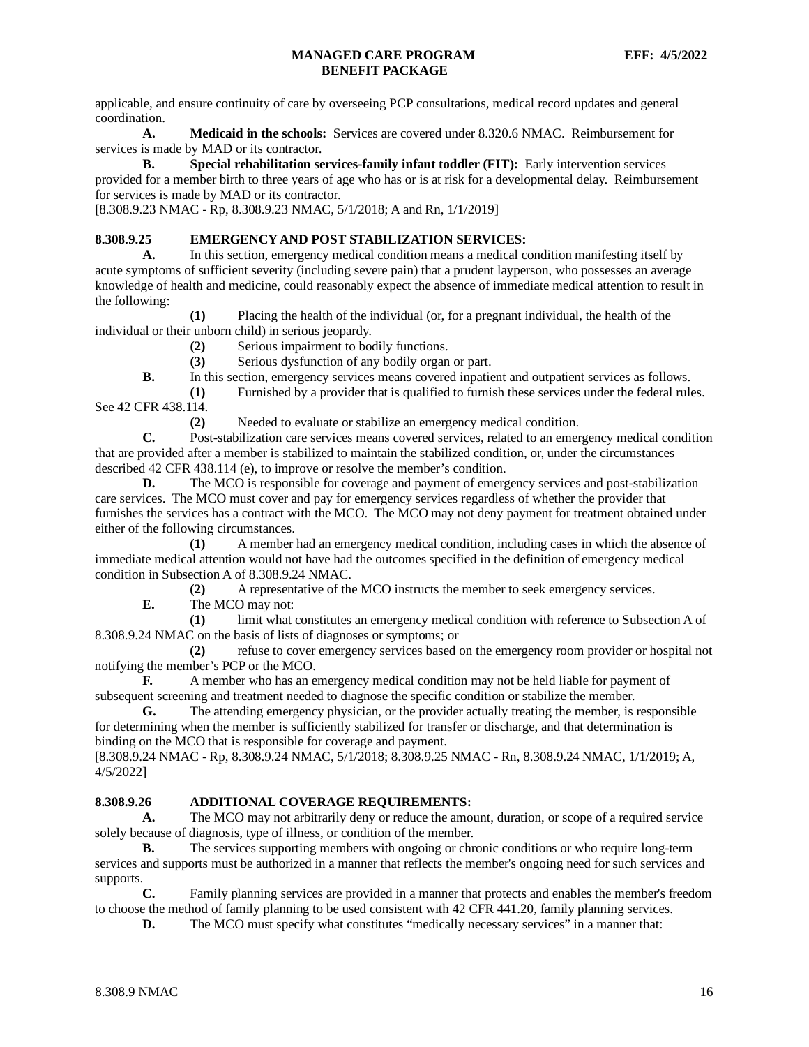applicable, and ensure continuity of care by overseeing PCP consultations, medical record updates and general coordination.

**A. Medicaid in the schools:** Services are covered under 8.320.6 NMAC. Reimbursement for services is made by MAD or its contractor.

**B. Special rehabilitation services-family infant toddler (FIT):** Early intervention services provided for a member birth to three years of age who has or is at risk for a developmental delay. Reimbursement for services is made by MAD or its contractor.

[8.308.9.23 NMAC - Rp, 8.308.9.23 NMAC, 5/1/2018; A and Rn, 1/1/2019]

**8.308.9.25 EMERGENCY AND POST STABILIZATION SERVICES:**

**A.** In this section, emergency medical condition means a medical condition manifesting itself by acute symptoms of sufficient severity (including severe pain) that a prudent layperson, who possesses an average knowledge of health and medicine, could reasonably expect the absence of immediate medical attention to result in the following:

**(1)** Placing the health of the individual (or, for a pregnant individual, the health of the individual or their unborn child) in serious jeopardy.

**(2)** Serious impairment to bodily functions.

**(3)** Serious dysfunction of any bodily organ or part.

**B.** In this section, emergency services means covered inpatient and outpatient services as follows.

**(1)** Furnished by a provider that is qualified to furnish these services under the federal rules. See 42 CFR 438.114.

**(2)** Needed to evaluate or stabilize an emergency medical condition.

**C.** Post-stabilization care services means covered services, related to an emergency medical condition that are provided after a member is stabilized to maintain the stabilized condition, or, under the circumstances described 42 CFR 438.114 (e), to improve or resolve the member's condition.

**D.** The MCO is responsible for coverage and payment of emergency services and post-stabilization care services. The MCO must cover and pay for emergency services regardless of whether the provider that furnishes the services has a contract with the MCO. The MCO may not deny payment for treatment obtained under either of the following circumstances.

**(1)** A member had an emergency medical condition, including cases in which the absence of immediate medical attention would not have had the outcomes specified in the definition of emergency medical condition in Subsection A of 8.308.9.24 NMAC.

**(2)** A representative of the MCO instructs the member to seek emergency services.

**E.** The MCO may not:

**(1)** limit what constitutes an emergency medical condition with reference to Subsection A of 8.308.9.24 NMAC on the basis of lists of diagnoses or symptoms; or

**(2)** refuse to cover emergency services based on the emergency room provider or hospital not notifying the member's PCP or the MCO.

**F.** A member who has an emergency medical condition may not be held liable for payment of subsequent screening and treatment needed to diagnose the specific condition or stabilize the member.

**G.** The attending emergency physician, or the provider actually treating the member, is responsible for determining when the member is sufficiently stabilized for transfer or discharge, and that determination is binding on the MCO that is responsible for coverage and payment.

[8.308.9.24 NMAC - Rp, 8.308.9.24 NMAC, 5/1/2018; 8.308.9.25 NMAC - Rn, 8.308.9.24 NMAC, 1/1/2019; A, 4/5/2022]

**8.308.9.26 ADDITIONAL COVERAGE REQUIREMENTS:**

**A.** The MCO may not arbitrarily deny or reduce the amount, duration, or scope of a required service solely because of diagnosis, type of illness, or condition of the member.

**B.** The services supporting members with ongoing or chronic conditions or who require long-term services and supports must be authorized in a manner that reflects the member's ongoing need for such services and supports.

**C.** Family planning services are provided in a manner that protects and enables the member's freedom to choose the method of family planning to be used consistent with 42 CFR 441.20, family planning services.

**D.** The MCO must specify what constitutes "medically necessary services" in a manner that: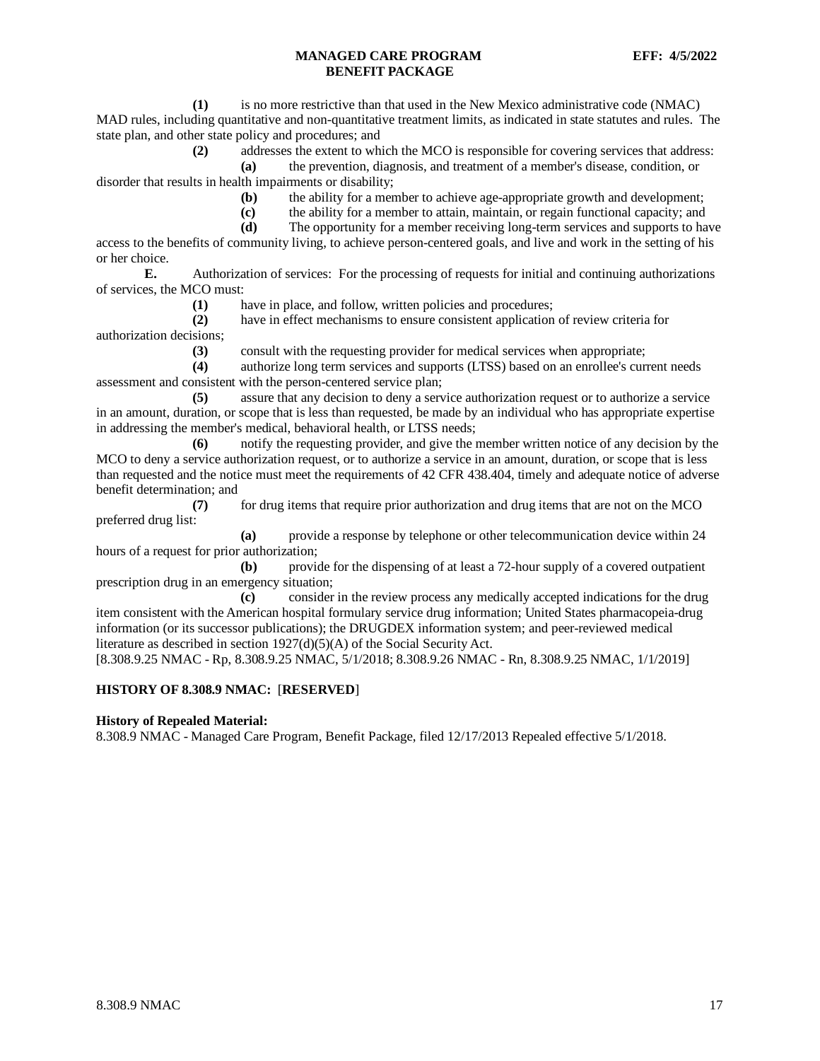**(1)** is no more restrictive than that used in the New Mexico administrative code (NMAC) MAD rules, including quantitative and non-quantitative treatment limits, as indicated in state statutes and rules. The state plan, and other state policy and procedures; and

**(2)** addresses the extent to which the MCO is responsible for covering services that address:

**(a)** the prevention, diagnosis, and treatment of a member's disease, condition, or disorder that results in health impairments or disability;

**(b)** the ability for a member to achieve age-appropriate growth and development;

**(c)** the ability for a member to attain, maintain, or regain functional capacity; and

**(d)** The opportunity for a member receiving long-term services and supports to have access to the benefits of community living, to achieve person-centered goals, and live and work in the setting of his or her choice.

**E.** Authorization of services: For the processing of requests for initial and continuing authorizations of services, the MCO must:

**(1)** have in place, and follow, written policies and procedures;

**(2)** have in effect mechanisms to ensure consistent application of review criteria for authorization decisions;

**(3)** consult with the requesting provider for medical services when appropriate;

**(4)** authorize long term services and supports (LTSS) based on an enrollee's current needs assessment and consistent with the person-centered service plan;

**(5)** assure that any decision to deny a service authorization request or to authorize a service in an amount, duration, or scope that is less than requested, be made by an individual who has appropriate expertise in addressing the member's medical, behavioral health, or LTSS needs;

**(6)** notify the requesting provider, and give the member written notice of any decision by the MCO to deny a service authorization request, or to authorize a service in an amount, duration, or scope that is less than requested and the notice must meet the requirements of 42 CFR 438.404, timely and adequate notice of adverse benefit determination; and

**(7)** for drug items that require prior authorization and drug items that are not on the MCO preferred drug list:

**(a)** provide a response by telephone or other telecommunication device within 24 hours of a request for prior authorization;

**(b)** provide for the dispensing of at least a 72-hour supply of a covered outpatient prescription drug in an emergency situation;

**(c)** consider in the review process any medically accepted indications for the drug item consistent with the American hospital formulary service drug information; United States pharmacopeia-drug information (or its successor publications); the DRUGDEX information system; and peer-reviewed medical literature as described in section 1927(d)(5)(A) of the Social Security Act.

[8.308.9.25 NMAC - Rp, 8.308.9.25 NMAC, 5/1/2018; 8.308.9.26 NMAC - Rn, 8.308.9.25 NMAC, 1/1/2019]

**HISTORY OF 8.308.9 NMAC:** [**RESERVED**]

**History of Repealed Material:**

8.308.9 NMAC - Managed Care Program, Benefit Package, filed 12/17/2013 Repealed effective 5/1/2018.